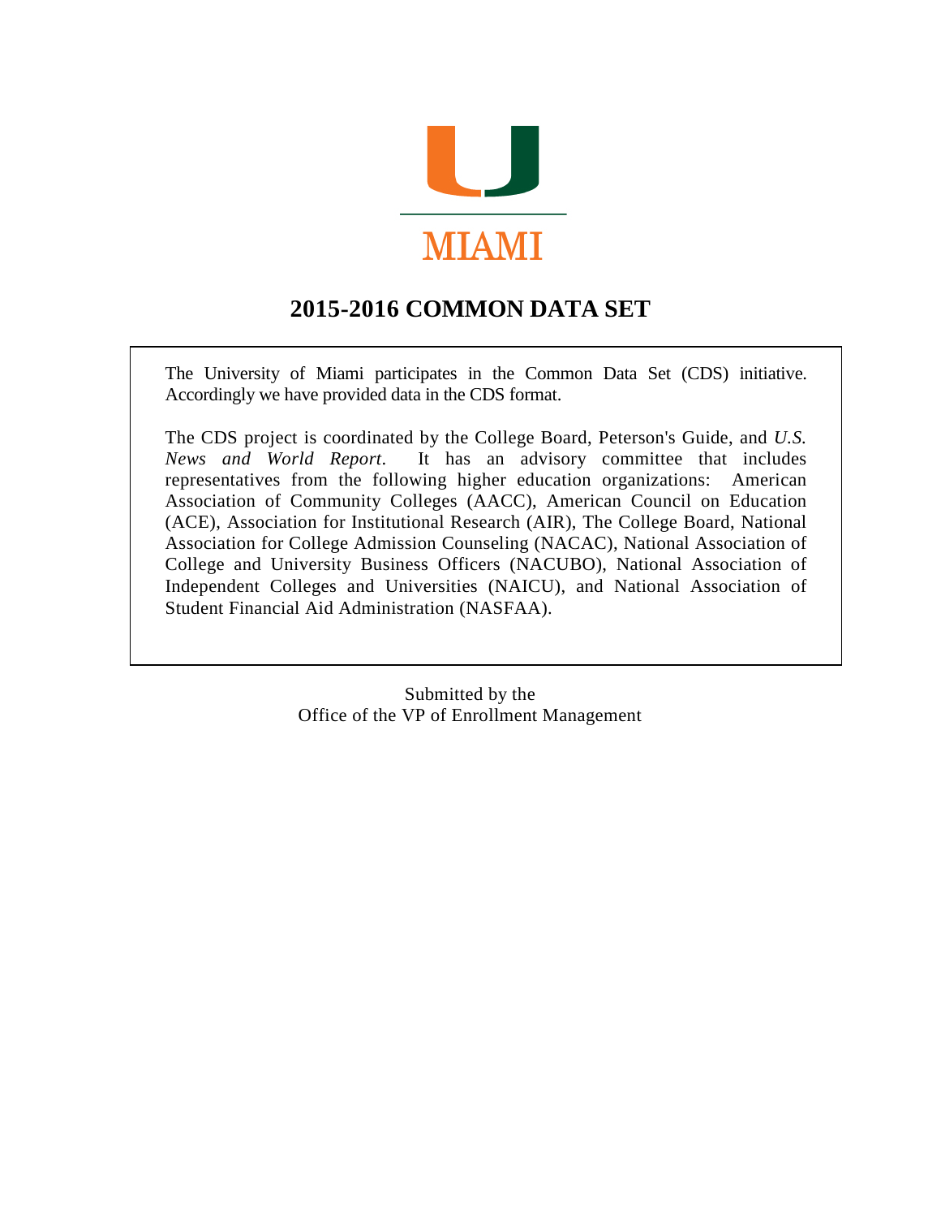MIAMI

# 2015-2016 COMMON DATA SET

The University of Miami participates in the Common Data Set (CDS) initiative. Accordingly we have provided data in the CDS format.

The CDS project is coordinated by the College Board, Peterson's Guide, and *U.S. News and World Report*. It has an advisory committee that includes representatives from the following higher education organizations: American Association of Community Colleges (AACC), American Council on Education (ACE), Association for Institutional Research (AIR), The College Board, National Association for College Admission Counseling (NACAC), National Association of College and University Business Officers (NACUBO), National Association of Independent Colleges and Universities (NAICU), and National Association of Student Financial Aid Administration (NASFAA).

Submitted by the
Office of the VP of Enrollment Management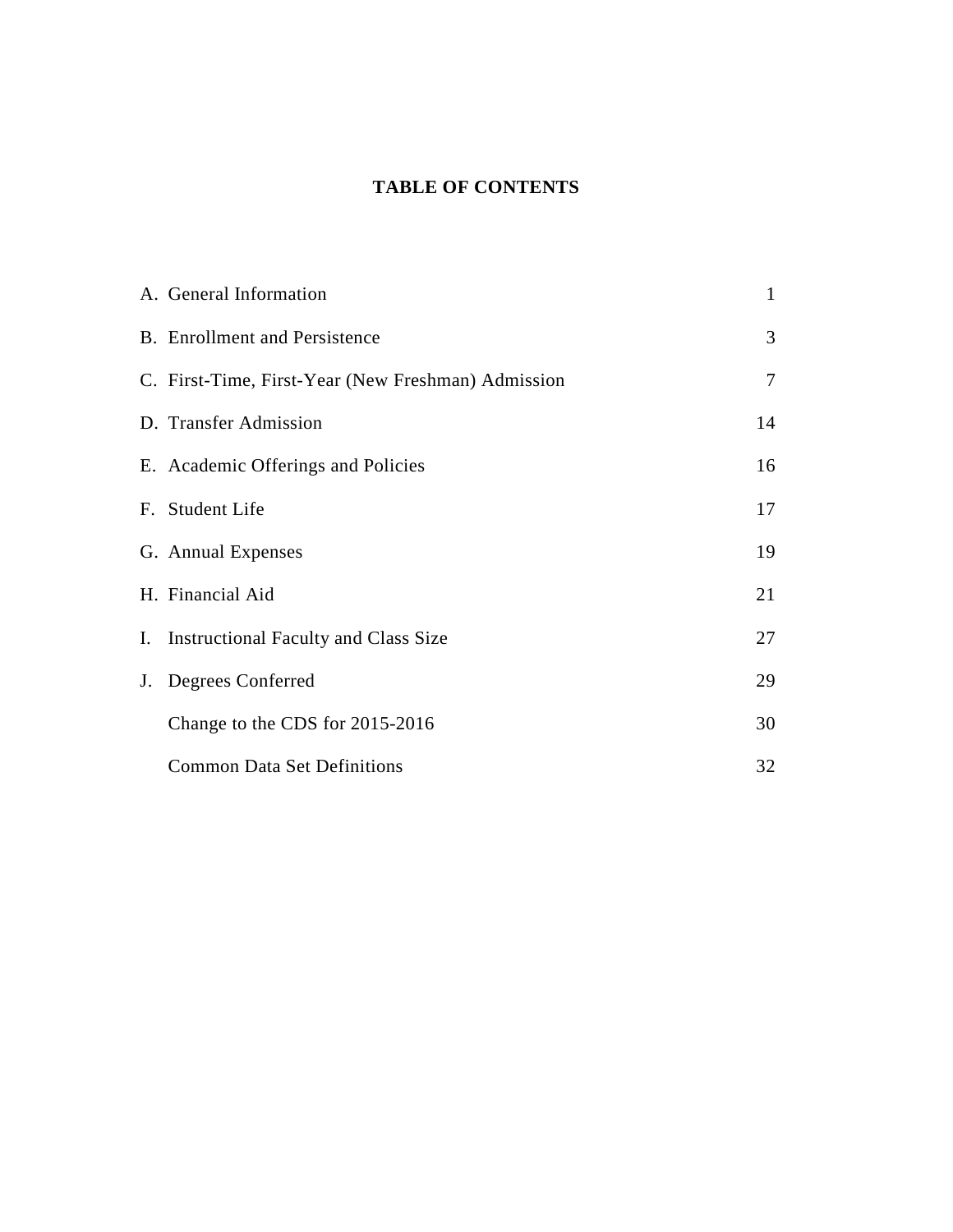**TABLE OF CONTENTS**

| | | |
|---|---|---|
| A. | General Information | 1 |
| B. | Enrollment and Persistence | 3 |
| C. | First-Time, First-Year (New Freshman) Admission | 7 |
| D. | Transfer Admission | 14 |
| E. | Academic Offerings and Policies | 16 |
| F. | Student Life | 17 |
| G. | Annual Expenses | 19 |
| H. | Financial Aid | 21 |
| I. | Instructional Faculty and Class Size | 27 |
| J. | Degrees Conferred | 29 |
| | Change to the CDS for 2015-2016 | 30 |
| | Common Data Set Definitions | 32 |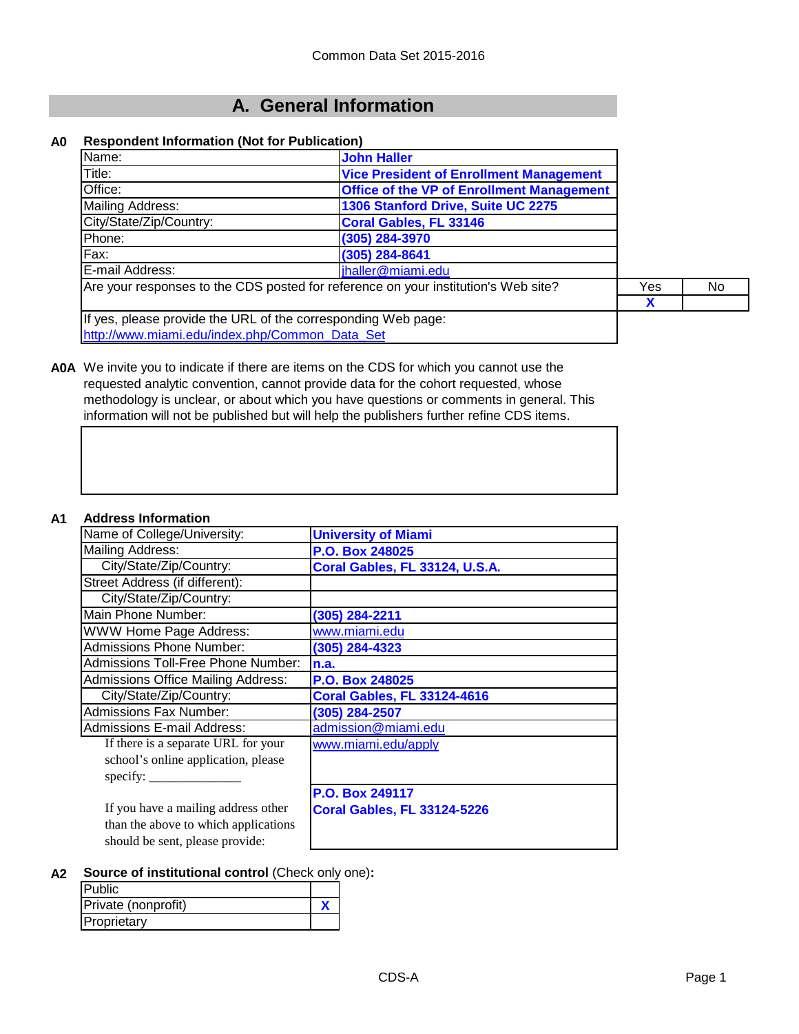Common Data Set 2015-2016

# A. General Information

**A0 Respondent Information (Not for Publication)**

| | |
|---|---|
| Name: | **John Haller** |
| Title: | **Vice President of Enrollment Management** |
| Office: | **Office of the VP of Enrollment Management** |
| Mailing Address: | **1306 Stanford Drive, Suite UC 2275** |
| City/State/Zip/Country: | **Coral Gables, FL 33146** |
| Phone: | **(305) 284-3970** |
| Fax: | **(305) 284-8641** |
| E-mail Address: | jhaller@miami.edu |

| Are your responses to the CDS posted for reference on your institution's Web site? | Yes | No |
|---|---|---|
| | X | |

If yes, please provide the URL of the corresponding Web page:
http://www.miami.edu/index.php/Common_Data_Set

**A0A** We invite you to indicate if there are items on the CDS for which you cannot use the requested analytic convention, cannot provide data for the cohort requested, whose methodology is unclear, or about which you have questions or comments in general. This information will not be published but will help the publishers further refine CDS items.

**A1 Address Information**

| | |
|---|---|
| Name of College/University: | **University of Miami** |
| Mailing Address: | **P.O. Box 248025** |
| City/State/Zip/Country: | **Coral Gables, FL 33124, U.S.A.** |
| Street Address (if different): | |
| City/State/Zip/Country: | |
| Main Phone Number: | **(305) 284-2211** |
| WWW Home Page Address: | www.miami.edu |
| Admissions Phone Number: | **(305) 284-4323** |
| Admissions Toll-Free Phone Number: | **n.a.** |
| Admissions Office Mailing Address: | **P.O. Box 248025** |
| City/State/Zip/Country: | **Coral Gables, FL 33124-4616** |
| Admissions Fax Number: | **(305) 284-2507** |
| Admissions E-mail Address: | admission@miami.edu |
| If there is a separate URL for your school's online application, please specify: _______________ | www.miami.edu/apply |
| If you have a mailing address other than the above to which applications should be sent, please provide: | **P.O. Box 249117 Coral Gables, FL 33124-5226** |

**A2 Source of institutional control** (Check only one)**:**

| | |
|---|---|
| Public | |
| Private (nonprofit) | X |
| Proprietary | |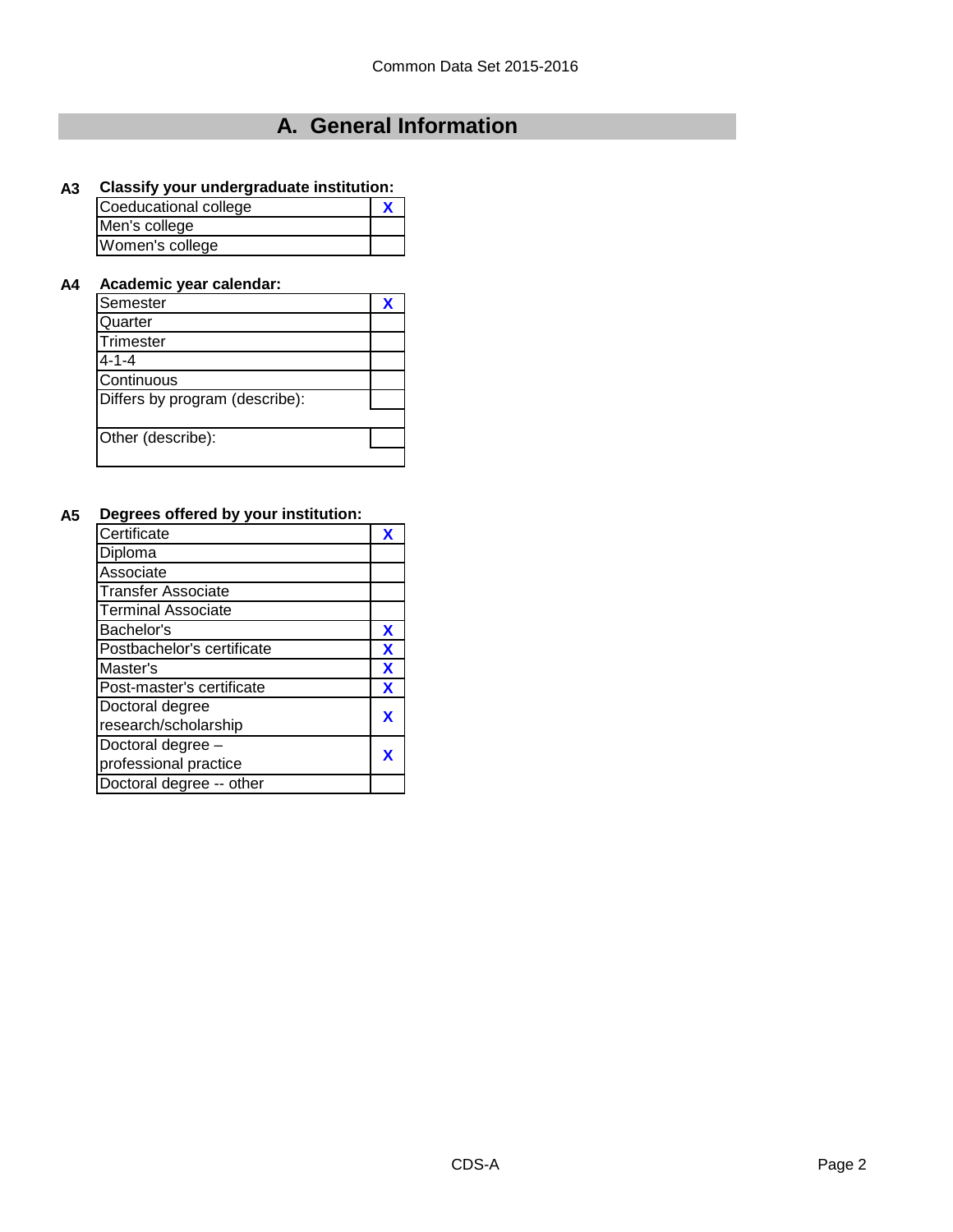## A. General Information

**A3 Classify your undergraduate institution:**

| | |
|---|---|
| Coeducational college | X |
| Men's college | |
| Women's college | |

**A4 Academic year calendar:**

| | |
|---|---|
| Semester | X |
| Quarter | |
| Trimester | |
| 4-1-4 | |
| Continuous | |
| Differs by program (describe): | |
| Other (describe): | |

**A5 Degrees offered by your institution:**

| | |
|---|---|
| Certificate | X |
| Diploma | |
| Associate | |
| Transfer Associate | |
| Terminal Associate | |
| Bachelor's | X |
| Postbachelor's certificate | X |
| Master's | X |
| Post-master's certificate | X |
| Doctoral degree research/scholarship | X |
| Doctoral degree – professional practice | X |
| Doctoral degree -- other | |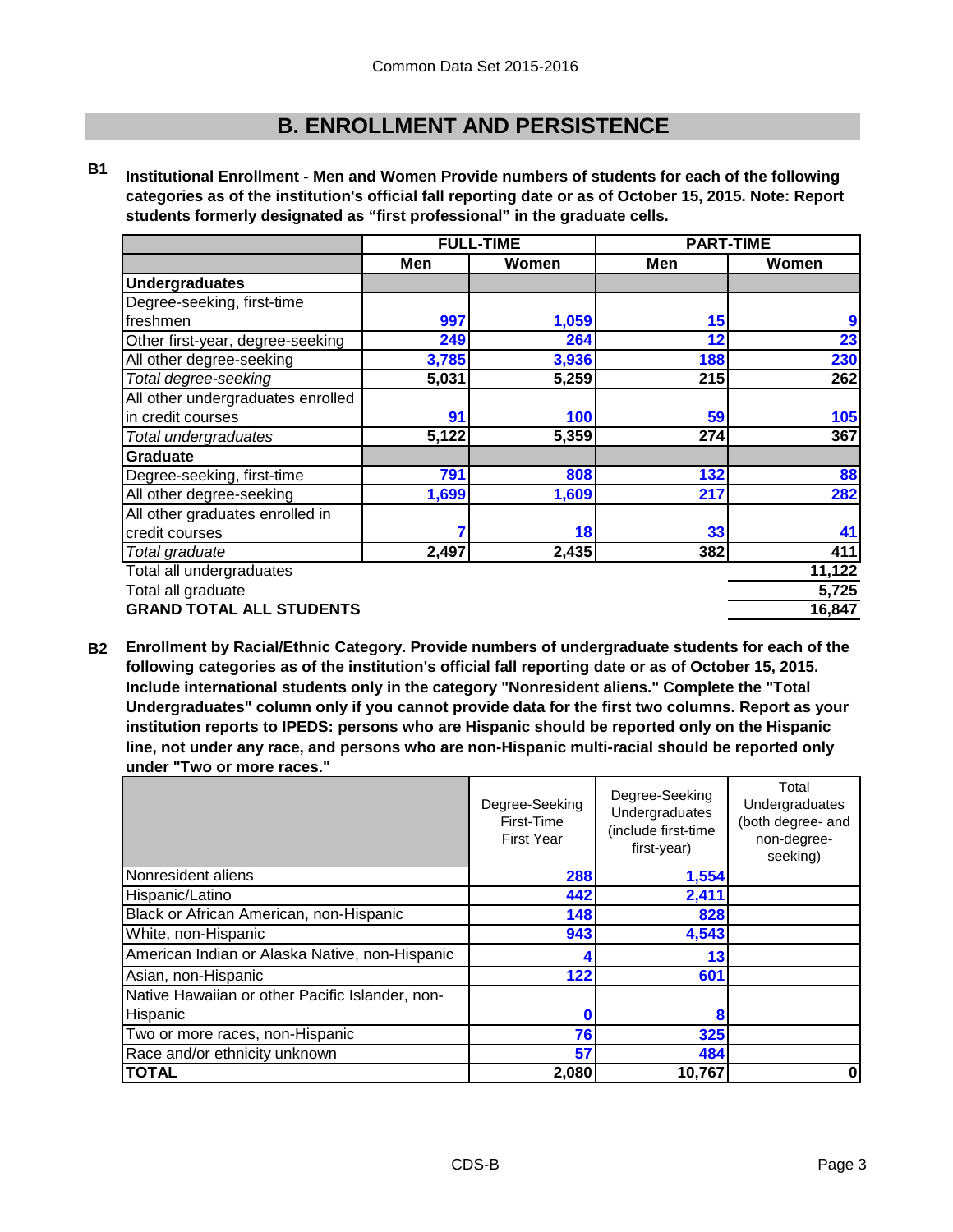# B. ENROLLMENT AND PERSISTENCE

**B1** **Institutional Enrollment - Men and Women Provide numbers of students for each of the following categories as of the institution's official fall reporting date or as of October 15, 2015. Note: Report students formerly designated as "first professional" in the graduate cells.**

| | FULL-TIME | | PART-TIME | |
|---|---|---|---|---|
| | Men | Women | Men | Women |
| **Undergraduates** | | | | |
| Degree-seeking, first-time freshmen | 997 | 1,059 | 15 | 9 |
| Other first-year, degree-seeking | 249 | 264 | 12 | 23 |
| All other degree-seeking | 3,785 | 3,936 | 188 | 230 |
| *Total degree-seeking* | 5,031 | 5,259 | 215 | 262 |
| All other undergraduates enrolled in credit courses | 91 | 100 | 59 | 105 |
| *Total undergraduates* | 5,122 | 5,359 | 274 | 367 |
| **Graduate** | | | | |
| Degree-seeking, first-time | 791 | 808 | 132 | 88 |
| All other degree-seeking | 1,699 | 1,609 | 217 | 282 |
| All other graduates enrolled in credit courses | 7 | 18 | 33 | 41 |
| *Total graduate* | 2,497 | 2,435 | 382 | 411 |
| Total all undergraduates | | | | 11,122 |
| Total all graduate | | | | 5,725 |
| **GRAND TOTAL ALL STUDENTS** | | | | 16,847 |

**B2** **Enrollment by Racial/Ethnic Category. Provide numbers of undergraduate students for each of the following categories as of the institution's official fall reporting date or as of October 15, 2015. Include international students only in the category "Nonresident aliens." Complete the "Total Undergraduates" column only if you cannot provide data for the first two columns. Report as your institution reports to IPEDS: persons who are Hispanic should be reported only on the Hispanic line, not under any race, and persons who are non-Hispanic multi-racial should be reported only under "Two or more races."**

| | Degree-Seeking First-Time First Year | Degree-Seeking Undergraduates (include first-time first-year) | Total Undergraduates (both degree- and non-degree-seeking) |
|---|---|---|---|
| Nonresident aliens | 288 | 1,554 | |
| Hispanic/Latino | 442 | 2,411 | |
| Black or African American, non-Hispanic | 148 | 828 | |
| White, non-Hispanic | 943 | 4,543 | |
| American Indian or Alaska Native, non-Hispanic | 4 | 13 | |
| Asian, non-Hispanic | 122 | 601 | |
| Native Hawaiian or other Pacific Islander, non-Hispanic | 0 | 8 | |
| Two or more races, non-Hispanic | 76 | 325 | |
| Race and/or ethnicity unknown | 57 | 484 | |
| **TOTAL** | 2,080 | 10,767 | 0 |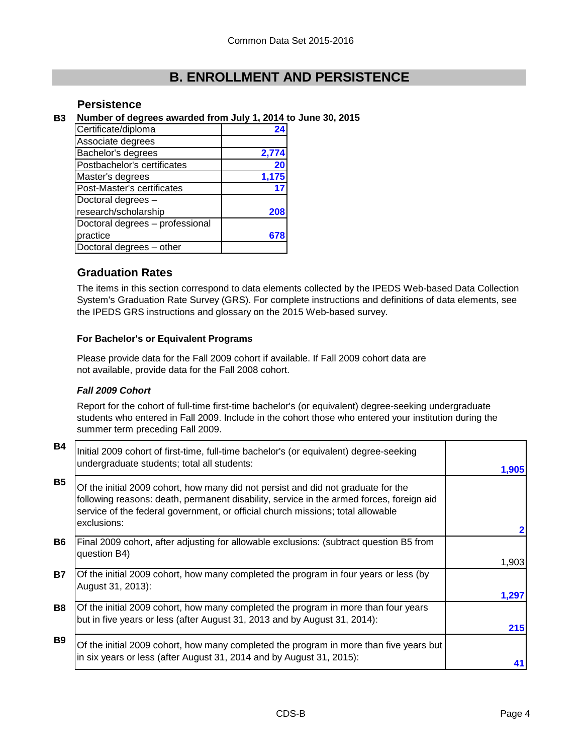# B. ENROLLMENT AND PERSISTENCE

## Persistence

**B3 Number of degrees awarded from July 1, 2014 to June 30, 2015**

| Degree | Number |
|---|---|
| Certificate/diploma | 24 |
| Associate degrees | |
| Bachelor's degrees | 2,774 |
| Postbachelor's certificates | 20 |
| Master's degrees | 1,175 |
| Post-Master's certificates | 17 |
| Doctoral degrees – research/scholarship | 208 |
| Doctoral degrees – professional practice | 678 |
| Doctoral degrees – other | |

## Graduation Rates

The items in this section correspond to data elements collected by the IPEDS Web-based Data Collection System's Graduation Rate Survey (GRS). For complete instructions and definitions of data elements, see the IPEDS GRS instructions and glossary on the 2015 Web-based survey.

**For Bachelor's or Equivalent Programs**

Please provide data for the Fall 2009 cohort if available. If Fall 2009 cohort data are not available, provide data for the Fall 2008 cohort.

***Fall 2009 Cohort***

Report for the cohort of full-time first-time bachelor's (or equivalent) degree-seeking undergraduate students who entered in Fall 2009. Include in the cohort those who entered your institution during the summer term preceding Fall 2009.

| Item | Description | Value |
|---|---|---|
| B4 | Initial 2009 cohort of first-time, full-time bachelor's (or equivalent) degree-seeking undergraduate students; total all students: | 1,905 |
| B5 | Of the initial 2009 cohort, how many did not persist and did not graduate for the following reasons: death, permanent disability, service in the armed forces, foreign aid service of the federal government, or official church missions; total allowable exclusions: | 2 |
| B6 | Final 2009 cohort, after adjusting for allowable exclusions: (subtract question B5 from question B4) | 1,903 |
| B7 | Of the initial 2009 cohort, how many completed the program in four years or less (by August 31, 2013): | 1,297 |
| B8 | Of the initial 2009 cohort, how many completed the program in more than four years but in five years or less (after August 31, 2013 and by August 31, 2014): | 215 |
| B9 | Of the initial 2009 cohort, how many completed the program in more than five years but in six years or less (after August 31, 2014 and by August 31, 2015): | 41 |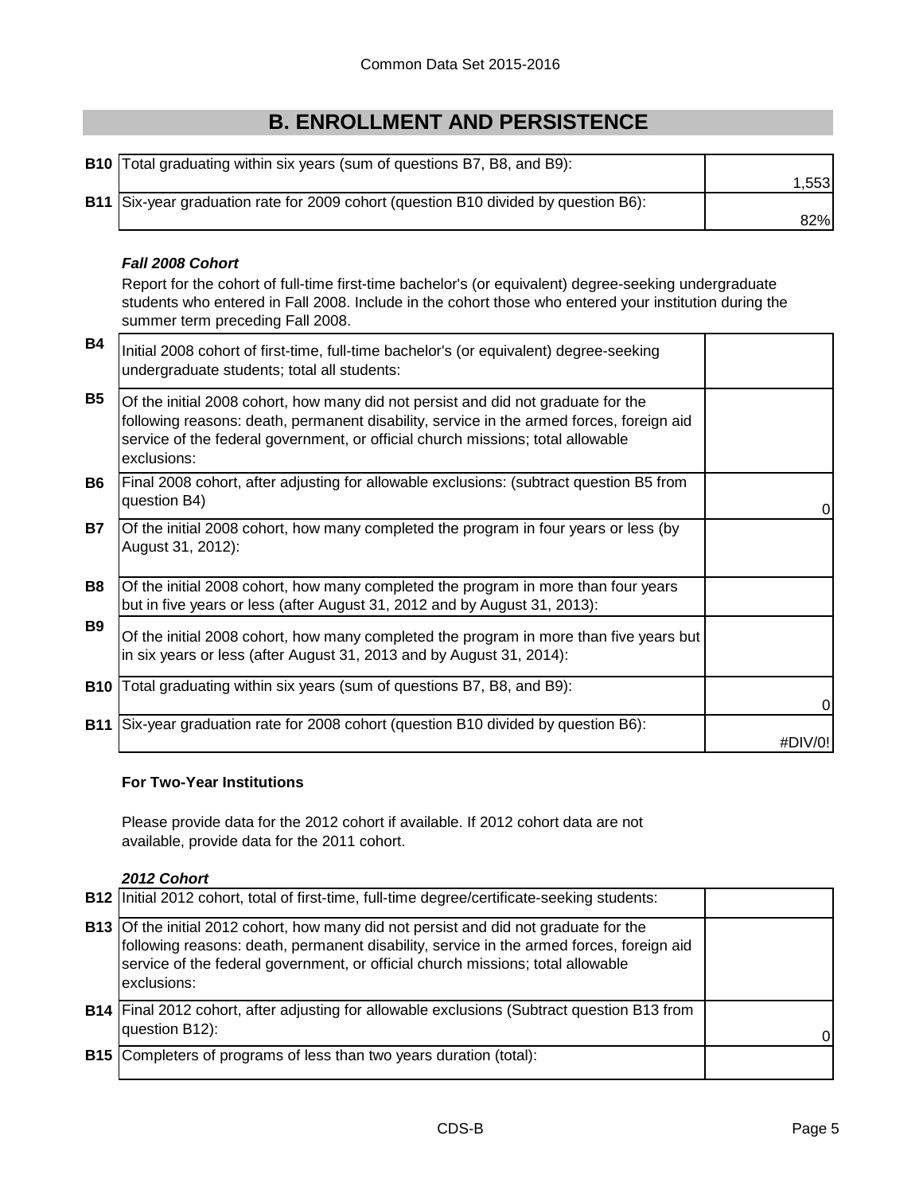# B. ENROLLMENT AND PERSISTENCE

| | | |
|---|---|---|
| **B10** | Total graduating within six years (sum of questions B7, B8, and B9): | 1,553 |
| **B11** | Six-year graduation rate for 2009 cohort (question B10 divided by question B6): | 82% |

***Fall 2008 Cohort***

Report for the cohort of full-time first-time bachelor's (or equivalent) degree-seeking undergraduate students who entered in Fall 2008. Include in the cohort those who entered your institution during the summer term preceding Fall 2008.

| | | |
|---|---|---|
| **B4** | Initial 2008 cohort of first-time, full-time bachelor's (or equivalent) degree-seeking undergraduate students; total all students: | |
| **B5** | Of the initial 2008 cohort, how many did not persist and did not graduate for the following reasons: death, permanent disability, service in the armed forces, foreign aid service of the federal government, or official church missions; total allowable exclusions: | |
| **B6** | Final 2008 cohort, after adjusting for allowable exclusions: (subtract question B5 from question B4) | 0 |
| **B7** | Of the initial 2008 cohort, how many completed the program in four years or less (by August 31, 2012): | |
| **B8** | Of the initial 2008 cohort, how many completed the program in more than four years but in five years or less (after August 31, 2012 and by August 31, 2013): | |
| **B9** | Of the initial 2008 cohort, how many completed the program in more than five years but in six years or less (after August 31, 2013 and by August 31, 2014): | |
| **B10** | Total graduating within six years (sum of questions B7, B8, and B9): | 0 |
| **B11** | Six-year graduation rate for 2008 cohort (question B10 divided by question B6): | #DIV/0! |

**For Two-Year Institutions**

Please provide data for the 2012 cohort if available. If 2012 cohort data are not available, provide data for the 2011 cohort.

***2012 Cohort***

| | | |
|---|---|---|
| **B12** | Initial 2012 cohort, total of first-time, full-time degree/certificate-seeking students: | |
| **B13** | Of the initial 2012 cohort, how many did not persist and did not graduate for the following reasons: death, permanent disability, service in the armed forces, foreign aid service of the federal government, or official church missions; total allowable exclusions: | |
| **B14** | Final 2012 cohort, after adjusting for allowable exclusions (Subtract question B13 from question B12): | 0 |
| **B15** | Completers of programs of less than two years duration (total): | |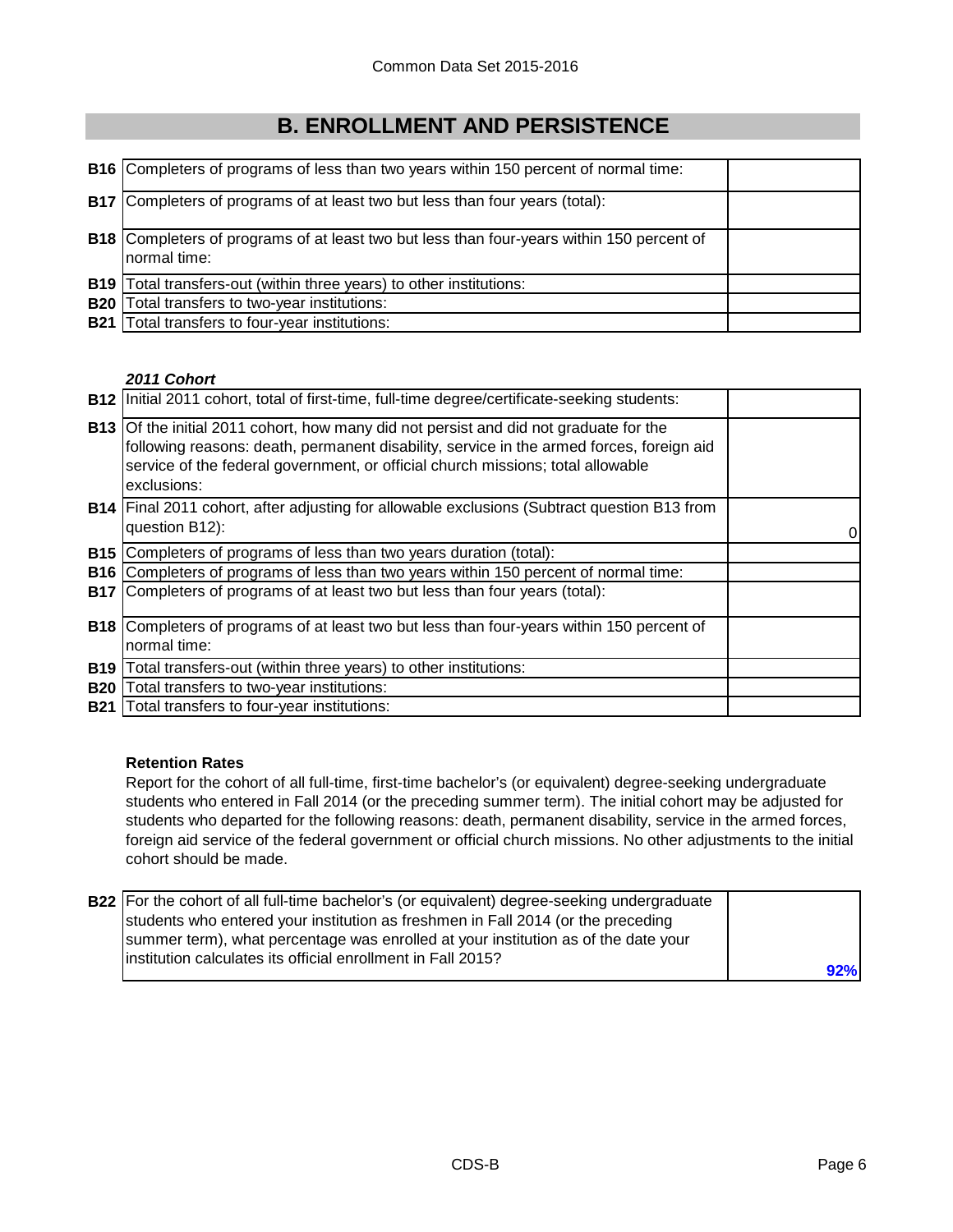# B. ENROLLMENT AND PERSISTENCE

| | | |
|---|---|---|
| **B16** | Completers of programs of less than two years within 150 percent of normal time: | |
| **B17** | Completers of programs of at least two but less than four years (total): | |
| **B18** | Completers of programs of at least two but less than four-years within 150 percent of normal time: | |
| **B19** | Total transfers-out (within three years) to other institutions: | |
| **B20** | Total transfers to two-year institutions: | |
| **B21** | Total transfers to four-year institutions: | |

***2011 Cohort***

| | | |
|---|---|---|
| **B12** | Initial 2011 cohort, total of first-time, full-time degree/certificate-seeking students: | |
| **B13** | Of the initial 2011 cohort, how many did not persist and did not graduate for the following reasons: death, permanent disability, service in the armed forces, foreign aid service of the federal government, or official church missions; total allowable exclusions: | |
| **B14** | Final 2011 cohort, after adjusting for allowable exclusions (Subtract question B13 from question B12): | 0 |
| **B15** | Completers of programs of less than two years duration (total): | |
| **B16** | Completers of programs of less than two years within 150 percent of normal time: | |
| **B17** | Completers of programs of at least two but less than four years (total): | |
| **B18** | Completers of programs of at least two but less than four-years within 150 percent of normal time: | |
| **B19** | Total transfers-out (within three years) to other institutions: | |
| **B20** | Total transfers to two-year institutions: | |
| **B21** | Total transfers to four-year institutions: | |

**Retention Rates**

Report for the cohort of all full-time, first-time bachelor's (or equivalent) degree-seeking undergraduate students who entered in Fall 2014 (or the preceding summer term). The initial cohort may be adjusted for students who departed for the following reasons: death, permanent disability, service in the armed forces, foreign aid service of the federal government or official church missions. No other adjustments to the initial cohort should be made.

| | | |
|---|---|---|
| **B22** | For the cohort of all full-time bachelor's (or equivalent) degree-seeking undergraduate students who entered your institution as freshmen in Fall 2014 (or the preceding summer term), what percentage was enrolled at your institution as of the date your institution calculates its official enrollment in Fall 2015? | 92% |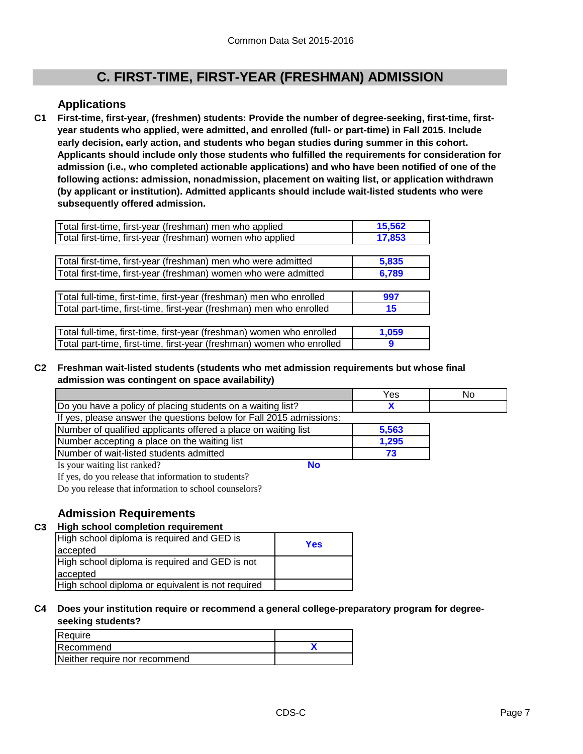# C. FIRST-TIME, FIRST-YEAR (FRESHMAN) ADMISSION

## Applications

**C1 First-time, first-year, (freshmen) students: Provide the number of degree-seeking, first-time, first-year students who applied, were admitted, and enrolled (full- or part-time) in Fall 2015. Include early decision, early action, and students who began studies during summer in this cohort. Applicants should include only those students who fulfilled the requirements for consideration for admission (i.e., who completed actionable applications) and who have been notified of one of the following actions: admission, nonadmission, placement on waiting list, or application withdrawn (by applicant or institution). Admitted applicants should include wait-listed students who were subsequently offered admission.**

| | |
|---|---|
| Total first-time, first-year (freshman) men who applied | 15,562 |
| Total first-time, first-year (freshman) women who applied | 17,853 |
| | |
| Total first-time, first-year (freshman) men who were admitted | 5,835 |
| Total first-time, first-year (freshman) women who were admitted | 6,789 |
| | |
| Total full-time, first-time, first-year (freshman) men who enrolled | 997 |
| Total part-time, first-time, first-year (freshman) men who enrolled | 15 |
| | |
| Total full-time, first-time, first-year (freshman) women who enrolled | 1,059 |
| Total part-time, first-time, first-year (freshman) women who enrolled | 9 |

**C2 Freshman wait-listed students (students who met admission requirements but whose final admission was contingent on space availability)**

| | Yes | No |
|---|---|---|
| Do you have a policy of placing students on a waiting list? | X | |
| If yes, please answer the questions below for Fall 2015 admissions: | | |
| Number of qualified applicants offered a place on waiting list | 5,563 | |
| Number accepting a place on the waiting list | 1,295 | |
| Number of wait-listed students admitted | 73 | |

Is your waiting list ranked? **No**

If yes, do you release that information to students?

Do you release that information to school counselors?

## Admission Requirements

**C3 High school completion requirement**

| | |
|---|---|
| High school diploma is required and GED is accepted | Yes |
| High school diploma is required and GED is not accepted | |
| High school diploma or equivalent is not required | |

**C4 Does your institution require or recommend a general college-preparatory program for degree-seeking students?**

| | |
|---|---|
| Require | |
| Recommend | X |
| Neither require nor recommend | |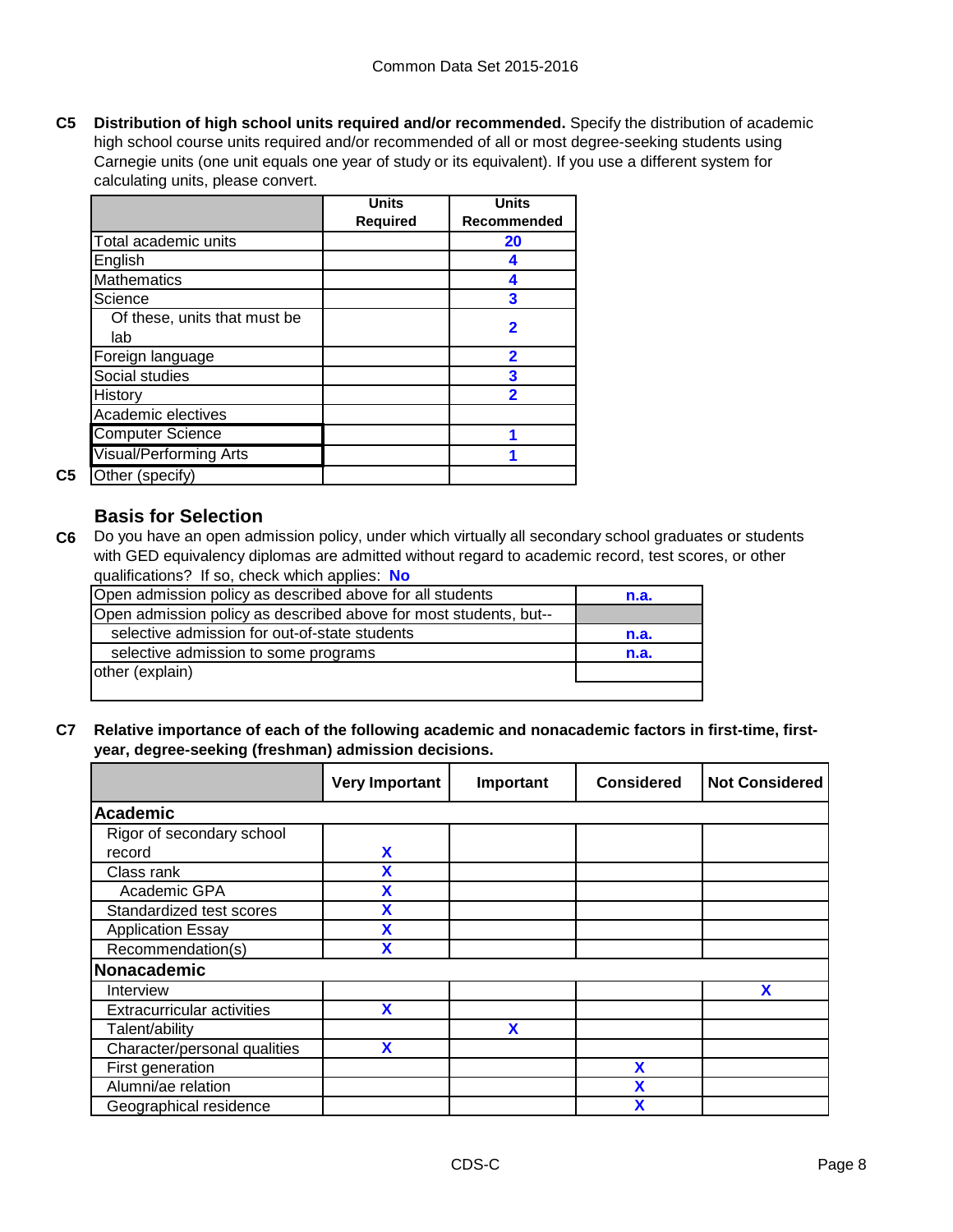**C5 Distribution of high school units required and/or recommended.** Specify the distribution of academic high school course units required and/or recommended of all or most degree-seeking students using Carnegie units (one unit equals one year of study or its equivalent). If you use a different system for calculating units, please convert.

| | Units Required | Units Recommended |
|---|---|---|
| Total academic units | | 20 |
| English | | 4 |
| Mathematics | | 4 |
| Science | | 3 |
| Of these, units that must be lab | | 2 |
| Foreign language | | 2 |
| Social studies | | 3 |
| History | | 2 |
| Academic electives | | |
| Computer Science | | 1 |
| Visual/Performing Arts | | 1 |
| Other (specify) | | |

### Basis for Selection

**C6** Do you have an open admission policy, under which virtually all secondary school graduates or students with GED equivalency diplomas are admitted without regard to academic record, test scores, or other qualifications? If so, check which applies: **No**

| | |
|---|---|
| Open admission policy as described above for all students | n.a. |
| Open admission policy as described above for most students, but-- | |
| selective admission for out-of-state students | n.a. |
| selective admission to some programs | n.a. |
| other (explain) | |

**C7 Relative importance of each of the following academic and nonacademic factors in first-time, first-year, degree-seeking (freshman) admission decisions.**

| | Very Important | Important | Considered | Not Considered |
|---|---|---|---|---|
| **Academic** | | | | |
| Rigor of secondary school record | X | | | |
| Class rank | X | | | |
| Academic GPA | X | | | |
| Standardized test scores | X | | | |
| Application Essay | X | | | |
| Recommendation(s) | X | | | |
| **Nonacademic** | | | | |
| Interview | | | | X |
| Extracurricular activities | X | | | |
| Talent/ability | | X | | |
| Character/personal qualities | X | | | |
| First generation | | | X | |
| Alumni/ae relation | | | X | |
| Geographical residence | | | X | |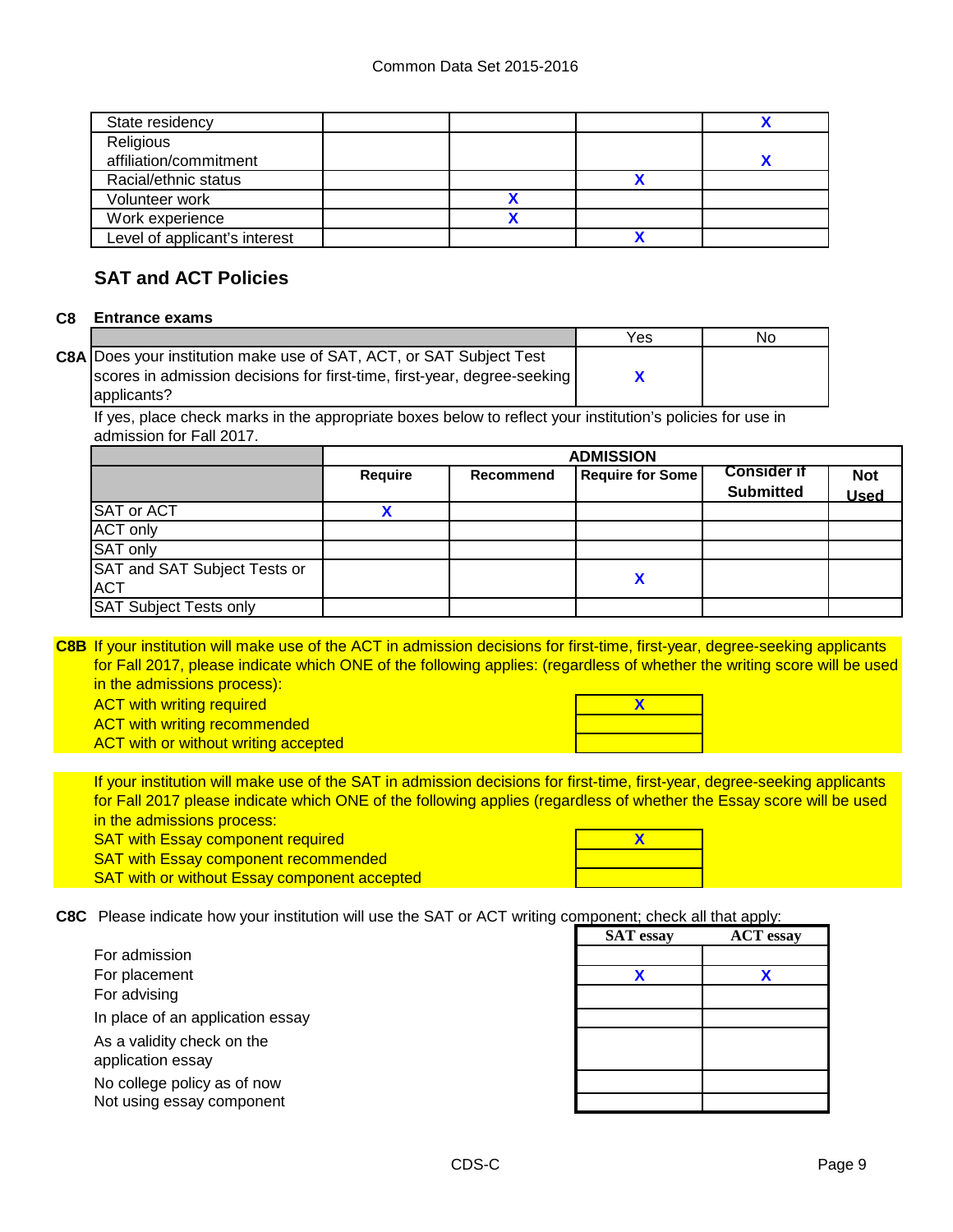| | | | | |
|---|---|---|---|---|
| State residency | | | | X |
| Religious affiliation/commitment | | | | X |
| Racial/ethnic status | | | X | |
| Volunteer work | | X | | |
| Work experience | | X | | |
| Level of applicant's interest | | | X | |

## SAT and ACT Policies

**C8 Entrance exams**

| | Yes | No |
|---|---|---|
| **C8A** Does your institution make use of SAT, ACT, or SAT Subject Test scores in admission decisions for first-time, first-year, degree-seeking applicants? | X | |

If yes, place check marks in the appropriate boxes below to reflect your institution's policies for use in admission for Fall 2017.

| | ADMISSION | | | | |
|---|---|---|---|---|---|
| | **Require** | **Recommend** | **Require for Some** | **Consider if Submitted** | **Not Used** |
| SAT or ACT | X | | | | |
| ACT only | | | | | |
| SAT only | | | | | |
| SAT and SAT Subject Tests or ACT | | | X | | |
| SAT Subject Tests only | | | | | |

**C8B** If your institution will make use of the ACT in admission decisions for first-time, first-year, degree-seeking applicants for Fall 2017, please indicate which ONE of the following applies: (regardless of whether the writing score will be used in the admissions process):

| | |
|---|---|
| ACT with writing required | X |
| ACT with writing recommended | |
| ACT with or without writing accepted | |

If your institution will make use of the SAT in admission decisions for first-time, first-year, degree-seeking applicants for Fall 2017 please indicate which ONE of the following applies (regardless of whether the Essay score will be used in the admissions process:

| | |
|---|---|
| SAT with Essay component required | X |
| SAT with Essay component recommended | |
| SAT with or without Essay component accepted | |

**C8C** Please indicate how your institution will use the SAT or ACT writing component; check all that apply:

| | SAT essay | ACT essay |
|---|---|---|
| For admission | | |
| For placement | X | X |
| For advising | | |
| In place of an application essay | | |
| As a validity check on the application essay | | |
| No college policy as of now | | |
| Not using essay component | | |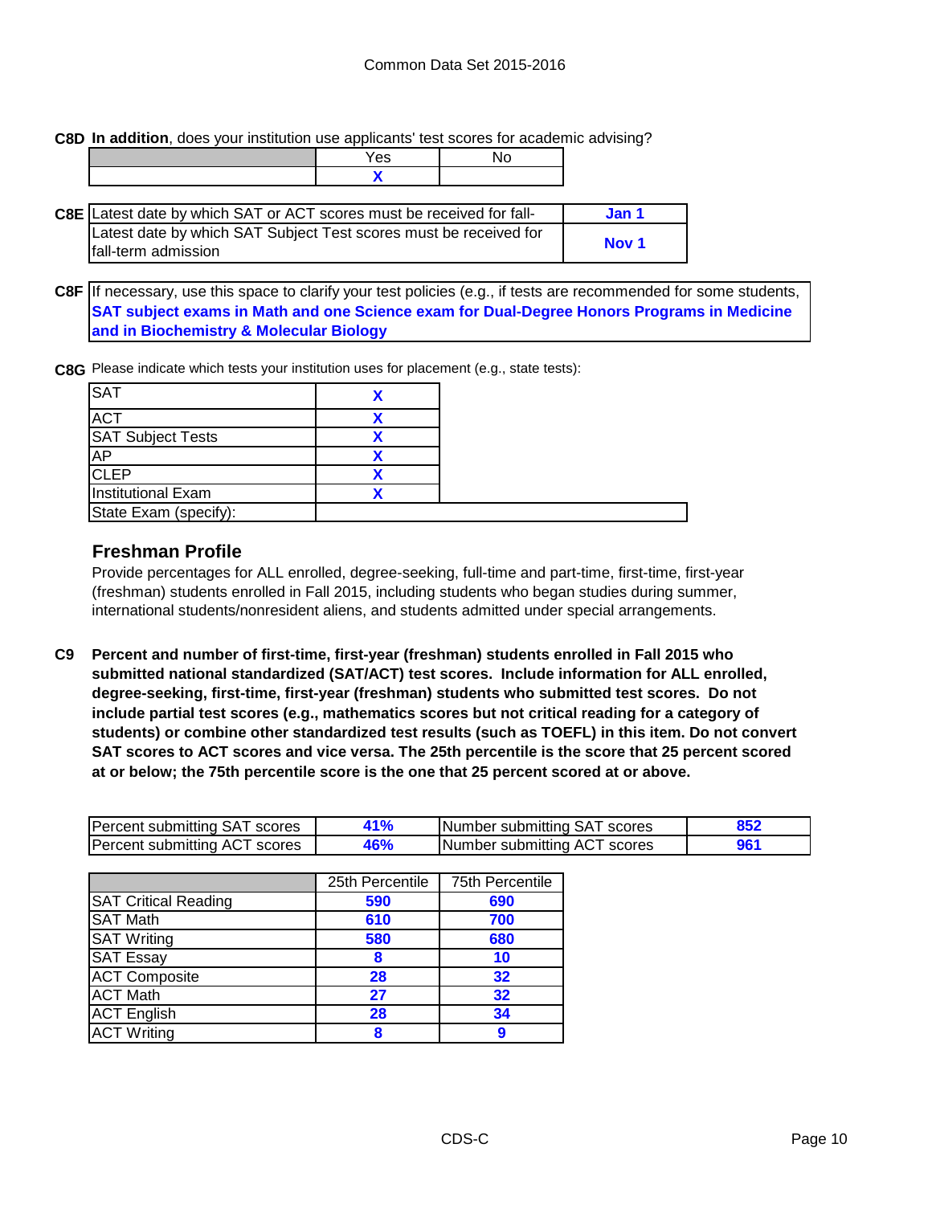**C8D** **In addition**, does your institution use applicants' test scores for academic advising?

| | Yes | No |
|---|---|---|
| | X | |

**C8E**

| | |
|---|---|
| Latest date by which SAT or ACT scores must be received for fall- | **Jan 1** |
| Latest date by which SAT Subject Test scores must be received for fall-term admission | **Nov 1** |

**C8F** If necessary, use this space to clarify your test policies (e.g., if tests are recommended for some students,

**SAT subject exams in Math and one Science exam for Dual-Degree Honors Programs in Medicine and in Biochemistry & Molecular Biology**

**C8G** Please indicate which tests your institution uses for placement (e.g., state tests):

| Test | |
|---|---|
| SAT | X |
| ACT | X |
| SAT Subject Tests | X |
| AP | X |
| CLEP | X |
| Institutional Exam | X |
| State Exam (specify): | |

## Freshman Profile

Provide percentages for ALL enrolled, degree-seeking, full-time and part-time, first-time, first-year (freshman) students enrolled in Fall 2015, including students who began studies during summer, international students/nonresident aliens, and students admitted under special arrangements.

**C9** **Percent and number of first-time, first-year (freshman) students enrolled in Fall 2015 who submitted national standardized (SAT/ACT) test scores. Include information for ALL enrolled, degree-seeking, first-time, first-year (freshman) students who submitted test scores. Do not include partial test scores (e.g., mathematics scores but not critical reading for a category of students) or combine other standardized test results (such as TOEFL) in this item. Do not convert SAT scores to ACT scores and vice versa. The 25th percentile is the score that 25 percent scored at or below; the 75th percentile score is the one that 25 percent scored at or above.**

| | | | |
|---|---|---|---|
| Percent submitting SAT scores | 41% | Number submitting SAT scores | 852 |
| Percent submitting ACT scores | 46% | Number submitting ACT scores | 961 |

| | 25th Percentile | 75th Percentile |
|---|---|---|
| SAT Critical Reading | 590 | 690 |
| SAT Math | 610 | 700 |
| SAT Writing | 580 | 680 |
| SAT Essay | 8 | 10 |
| ACT Composite | 28 | 32 |
| ACT Math | 27 | 32 |
| ACT English | 28 | 34 |
| ACT Writing | 8 | 9 |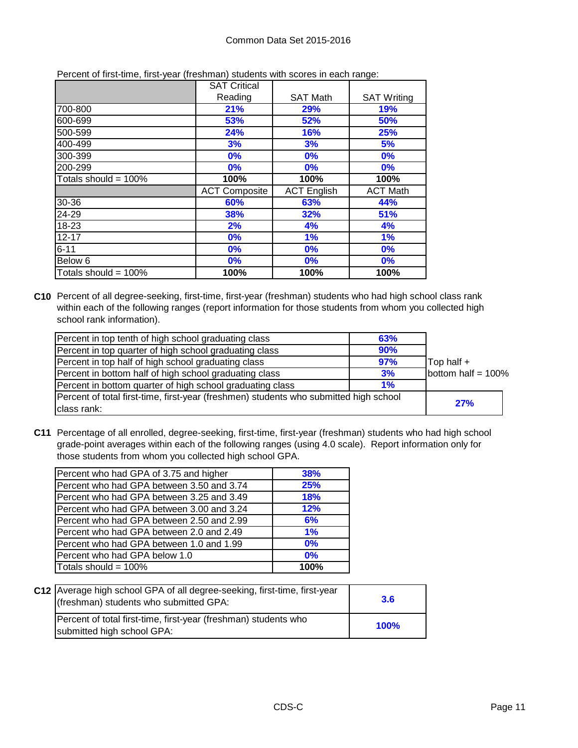Percent of first-time, first-year (freshman) students with scores in each range:

| | SAT Critical Reading | SAT Math | SAT Writing |
|---|---|---|---|
| 700-800 | 21% | 29% | 19% |
| 600-699 | 53% | 52% | 50% |
| 500-599 | 24% | 16% | 25% |
| 400-499 | 3% | 3% | 5% |
| 300-399 | 0% | 0% | 0% |
| 200-299 | 0% | 0% | 0% |
| Totals should = 100% | 100% | 100% | 100% |
| | ACT Composite | ACT English | ACT Math |
| 30-36 | 60% | 63% | 44% |
| 24-29 | 38% | 32% | 51% |
| 18-23 | 2% | 4% | 4% |
| 12-17 | 0% | 1% | 1% |
| 6-11 | 0% | 0% | 0% |
| Below 6 | 0% | 0% | 0% |
| Totals should = 100% | 100% | 100% | 100% |

**C10** Percent of all degree-seeking, first-time, first-year (freshman) students who had high school class rank within each of the following ranges (report information for those students from whom you collected high school rank information).

| | | |
|---|---|---|
| Percent in top tenth of high school graduating class | 63% | |
| Percent in top quarter of high school graduating class | 90% | |
| Percent in top half of high school graduating class | 97% | Top half + bottom half = 100% |
| Percent in bottom half of high school graduating class | 3% | |
| Percent in bottom quarter of high school graduating class | 1% | |
| Percent of total first-time, first-year (freshmen) students who submitted high school class rank: | | 27% |

**C11** Percentage of all enrolled, degree-seeking, first-time, first-year (freshman) students who had high school grade-point averages within each of the following ranges (using 4.0 scale). Report information only for those students from whom you collected high school GPA.

| | |
|---|---|
| Percent who had GPA of 3.75 and higher | 38% |
| Percent who had GPA between 3.50 and 3.74 | 25% |
| Percent who had GPA between 3.25 and 3.49 | 18% |
| Percent who had GPA between 3.00 and 3.24 | 12% |
| Percent who had GPA between 2.50 and 2.99 | 6% |
| Percent who had GPA between 2.0 and 2.49 | 1% |
| Percent who had GPA between 1.0 and 1.99 | 0% |
| Percent who had GPA below 1.0 | 0% |
| Totals should = 100% | 100% |

**C12**

| | |
|---|---|
| Average high school GPA of all degree-seeking, first-time, first-year (freshman) students who submitted GPA: | 3.6 |
| Percent of total first-time, first-year (freshman) students who submitted high school GPA: | 100% |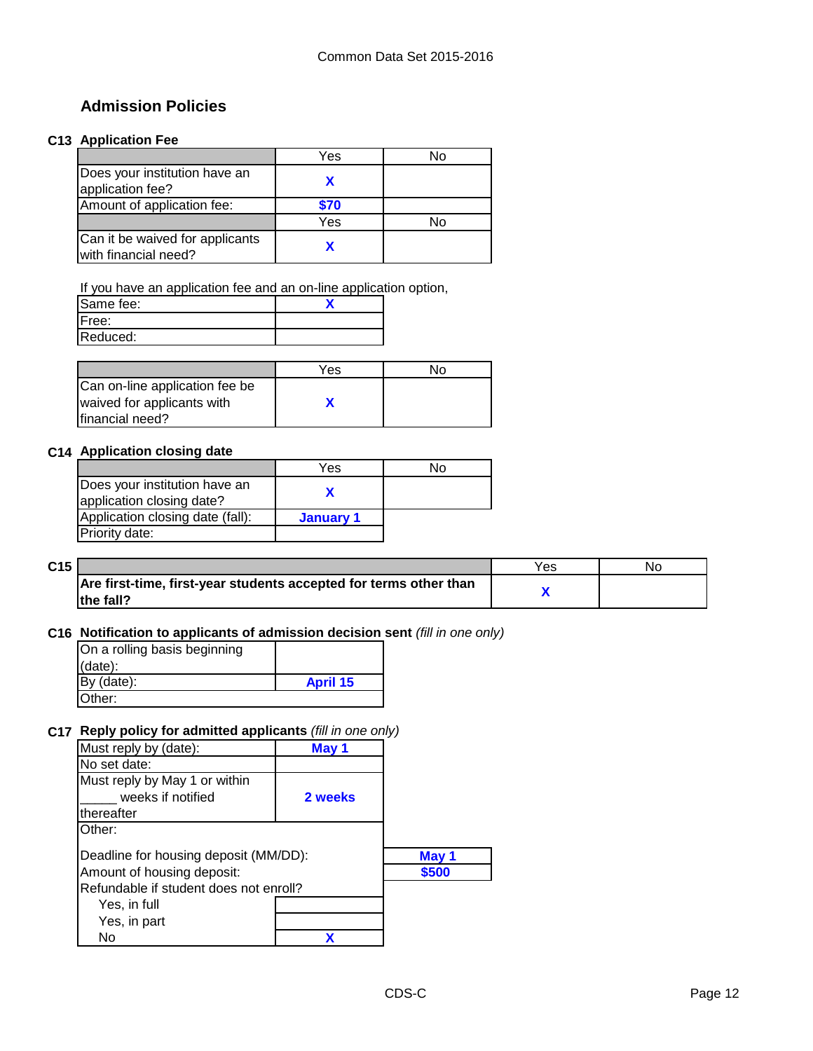## Admission Policies

### C13 Application Fee

| | Yes | No |
|---|---|---|
| Does your institution have an application fee? | X | |
| Amount of application fee: | $70 | |
| | Yes | No |
| Can it be waived for applicants with financial need? | X | |

If you have an application fee and an on-line application option,

| | |
|---|---|
| Same fee: | X |
| Free: | |
| Reduced: | |

| | Yes | No |
|---|---|---|
| Can on-line application fee be waived for applicants with financial need? | X | |

### C14 Application closing date

| | Yes | No |
|---|---|---|
| Does your institution have an application closing date? | X | |
| Application closing date (fall): | January 1 | |
| Priority date: | | |

### C15

| | Yes | No |
|---|---|---|
| **Are first-time, first-year students accepted for terms other than the fall?** | X | |

### C16 Notification to applicants of admission decision sent *(fill in one only)*

| | |
|---|---|
| On a rolling basis beginning (date): | |
| By (date): | April 15 |
| Other: | |

### C17 Reply policy for admitted applicants *(fill in one only)*

| | |
|---|---|
| Must reply by (date): | May 1 |
| No set date: | |
| Must reply by May 1 or within _____ weeks if notified thereafter | 2 weeks |
| Other: | |

| | |
|---|---|
| Deadline for housing deposit (MM/DD): | May 1 |
| Amount of housing deposit: | $500 |

Refundable if student does not enroll?

| | |
|---|---|
| Yes, in full | |
| Yes, in part | |
| No | X |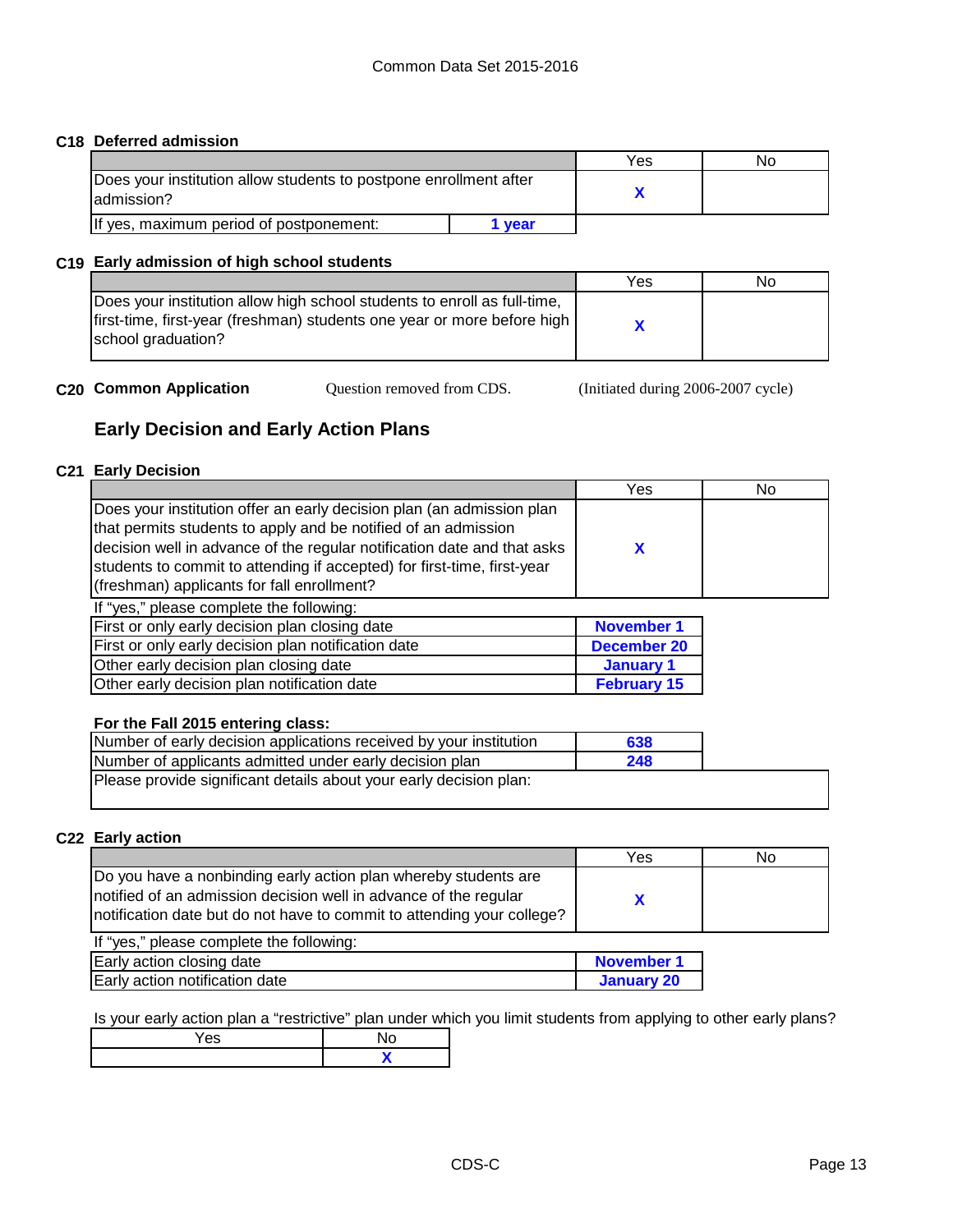Common Data Set 2015-2016

**C18 Deferred admission**

| | Yes | No |
|---|---|---|
| Does your institution allow students to postpone enrollment after admission? | X | |
| If yes, maximum period of postponement: **1 year** | | |

**C19 Early admission of high school students**

| | Yes | No |
|---|---|---|
| Does your institution allow high school students to enroll as full-time, first-time, first-year (freshman) students one year or more before high school graduation? | X | |

**C20 Common Application** Question removed from CDS. (Initiated during 2006-2007 cycle)

## Early Decision and Early Action Plans

**C21 Early Decision**

| | Yes | No |
|---|---|---|
| Does your institution offer an early decision plan (an admission plan that permits students to apply and be notified of an admission decision well in advance of the regular notification date and that asks students to commit to attending if accepted) for first-time, first-year (freshman) applicants for fall enrollment? | X | |

If "yes," please complete the following:

| | |
|---|---|
| First or only early decision plan closing date | November 1 |
| First or only early decision plan notification date | December 20 |
| Other early decision plan closing date | January 1 |
| Other early decision plan notification date | February 15 |

**For the Fall 2015 entering class:**

| | |
|---|---|
| Number of early decision applications received by your institution | 638 |
| Number of applicants admitted under early decision plan | 248 |

Please provide significant details about your early decision plan:

**C22 Early action**

| | Yes | No |
|---|---|---|
| Do you have a nonbinding early action plan whereby students are notified of an admission decision well in advance of the regular notification date but do not have to commit to attending your college? | X | |

If "yes," please complete the following:

| | |
|---|---|
| Early action closing date | November 1 |
| Early action notification date | January 20 |

Is your early action plan a "restrictive" plan under which you limit students from applying to other early plans?

| Yes | No |
|---|---|
| | X |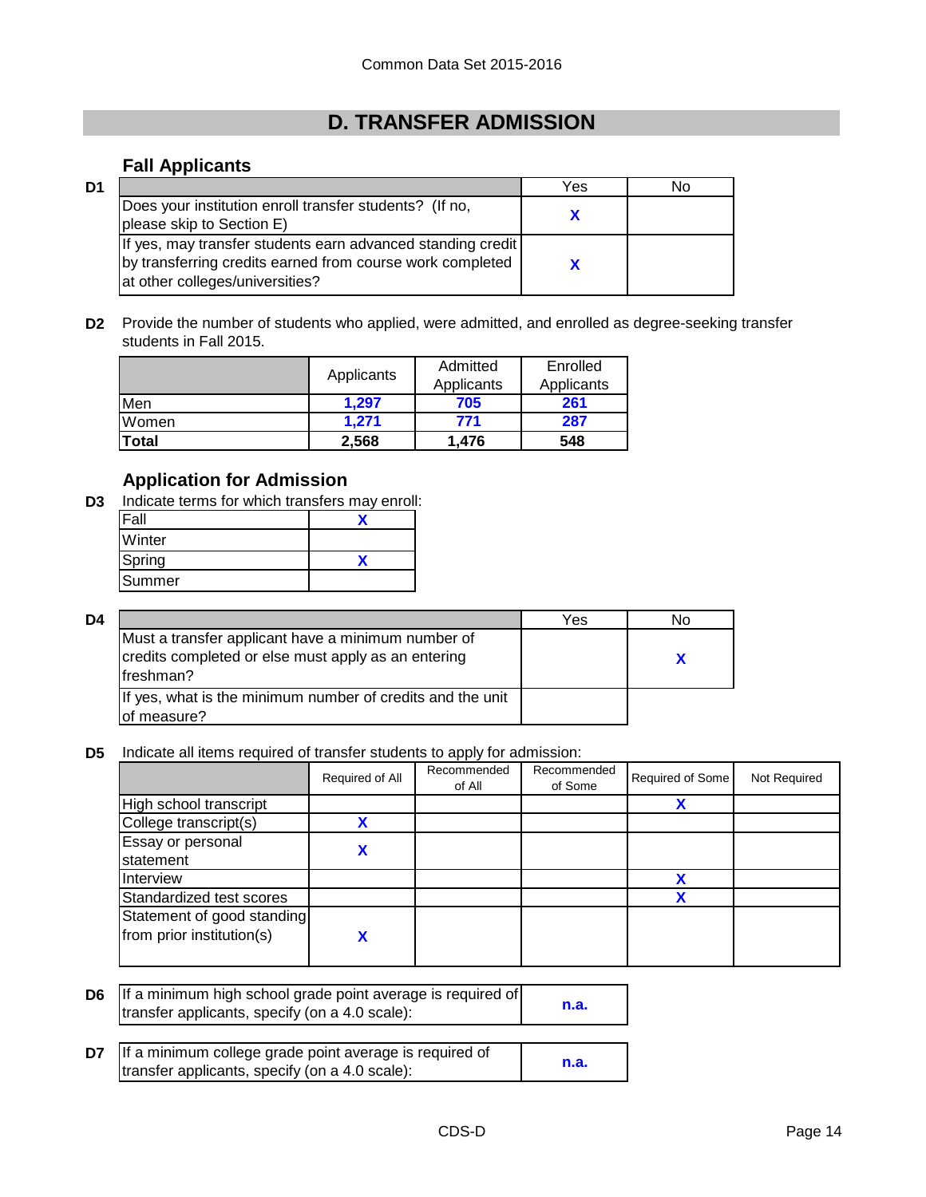# D. TRANSFER ADMISSION

## Fall Applicants

**D1**

| | Yes | No |
|---|---|---|
| Does your institution enroll transfer students? (If no, please skip to Section E) | X | |
| If yes, may transfer students earn advanced standing credit by transferring credits earned from course work completed at other colleges/universities? | X | |

**D2** Provide the number of students who applied, were admitted, and enrolled as degree-seeking transfer students in Fall 2015.

| | Applicants | Admitted Applicants | Enrolled Applicants |
|---|---|---|---|
| Men | 1,297 | 705 | 261 |
| Women | 1,271 | 771 | 287 |
| **Total** | **2,568** | **1,476** | **548** |

## Application for Admission

**D3** Indicate terms for which transfers may enroll:

| | |
|---|---|
| Fall | X |
| Winter | |
| Spring | X |
| Summer | |

**D4**

| | Yes | No |
|---|---|---|
| Must a transfer applicant have a minimum number of credits completed or else must apply as an entering freshman? | | X |
| If yes, what is the minimum number of credits and the unit of measure? | | |

**D5** Indicate all items required of transfer students to apply for admission:

| | Required of All | Recommended of All | Recommended of Some | Required of Some | Not Required |
|---|---|---|---|---|---|
| High school transcript | | | | X | |
| College transcript(s) | X | | | | |
| Essay or personal statement | X | | | | |
| Interview | | | | X | |
| Standardized test scores | | | | X | |
| Statement of good standing from prior institution(s) | X | | | | |

**D6**

| | |
|---|---|
| If a minimum high school grade point average is required of transfer applicants, specify (on a 4.0 scale): | n.a. |

**D7**

| | |
|---|---|
| If a minimum college grade point average is required of transfer applicants, specify (on a 4.0 scale): | n.a. |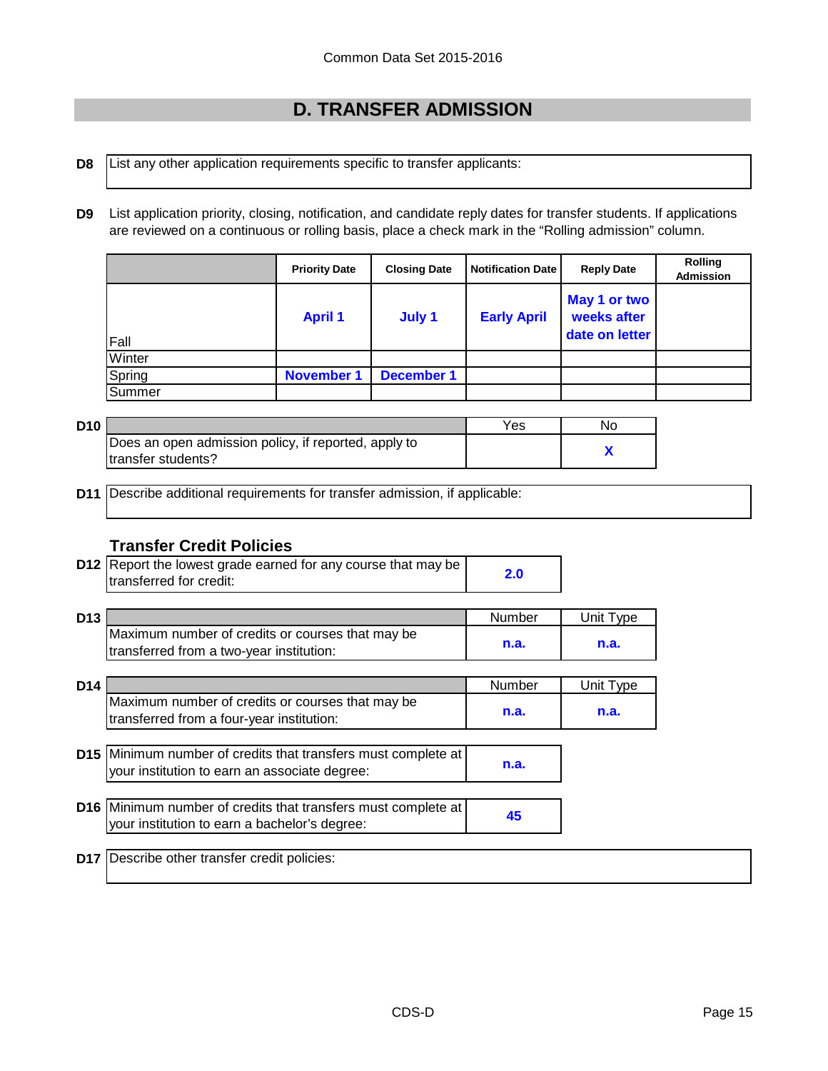## D. TRANSFER ADMISSION

**D8** List any other application requirements specific to transfer applicants:

**D9** List application priority, closing, notification, and candidate reply dates for transfer students. If applications are reviewed on a continuous or rolling basis, place a check mark in the "Rolling admission" column.

| | Priority Date | Closing Date | Notification Date | Reply Date | Rolling Admission |
|---|---|---|---|---|---|
| Fall | April 1 | July 1 | Early April | May 1 or two weeks after date on letter | |
| Winter | | | | | |
| Spring | November 1 | December 1 | | | |
| Summer | | | | | |

**D10**

| | Yes | No |
|---|---|---|
| Does an open admission policy, if reported, apply to transfer students? | | X |

**D11** Describe additional requirements for transfer admission, if applicable:

### Transfer Credit Policies

**D12**

| | |
|---|---|
| Report the lowest grade earned for any course that may be transferred for credit: | 2.0 |

**D13**

| | Number | Unit Type |
|---|---|---|
| Maximum number of credits or courses that may be transferred from a two-year institution: | n.a. | n.a. |

**D14**

| | Number | Unit Type |
|---|---|---|
| Maximum number of credits or courses that may be transferred from a four-year institution: | n.a. | n.a. |

**D15**

| | |
|---|---|
| Minimum number of credits that transfers must complete at your institution to earn an associate degree: | n.a. |

**D16**

| | |
|---|---|
| Minimum number of credits that transfers must complete at your institution to earn a bachelor's degree: | 45 |

**D17** Describe other transfer credit policies: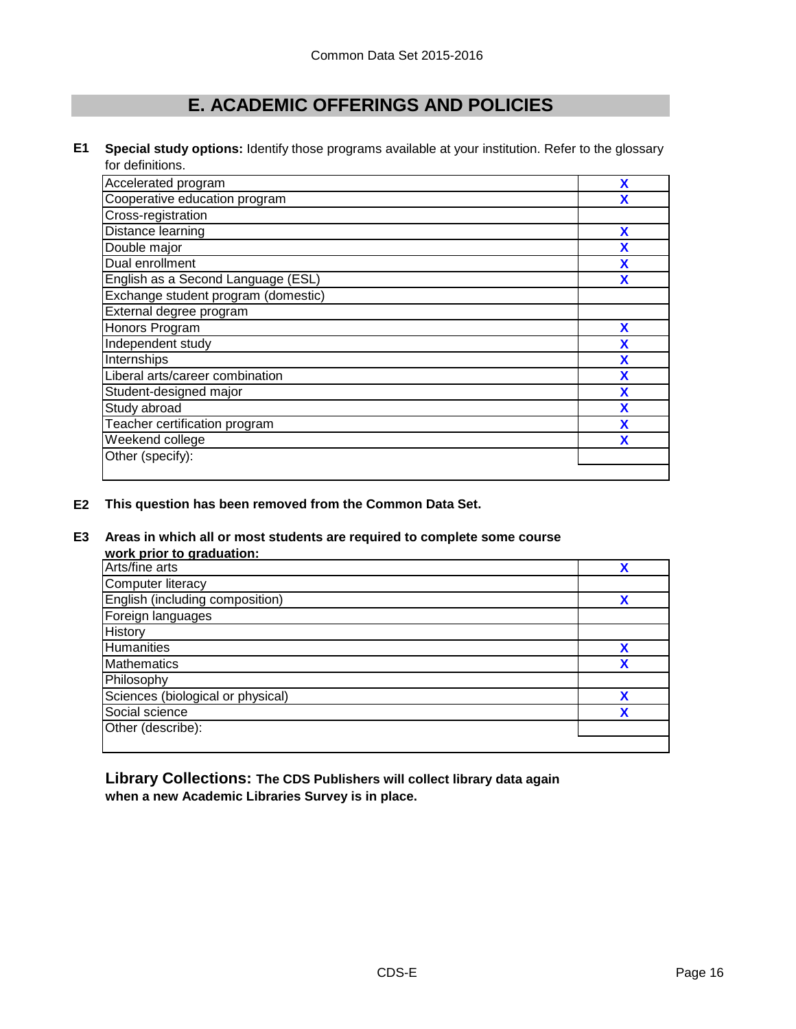# E. ACADEMIC OFFERINGS AND POLICIES

**E1** **Special study options:** Identify those programs available at your institution. Refer to the glossary for definitions.

| | |
|---|---|
| Accelerated program | X |
| Cooperative education program | X |
| Cross-registration | |
| Distance learning | X |
| Double major | X |
| Dual enrollment | X |
| English as a Second Language (ESL) | X |
| Exchange student program (domestic) | |
| External degree program | |
| Honors Program | X |
| Independent study | X |
| Internships | X |
| Liberal arts/career combination | X |
| Student-designed major | X |
| Study abroad | X |
| Teacher certification program | X |
| Weekend college | X |
| Other (specify): | |

**E2** **This question has been removed from the Common Data Set.**

**E3** **Areas in which all or most students are required to complete some course work prior to graduation:**

| | |
|---|---|
| Arts/fine arts | X |
| Computer literacy | |
| English (including composition) | X |
| Foreign languages | |
| History | |
| Humanities | X |
| Mathematics | X |
| Philosophy | |
| Sciences (biological or physical) | X |
| Social science | X |
| Other (describe): | |

**Library Collections: The CDS Publishers will collect library data again when a new Academic Libraries Survey is in place.**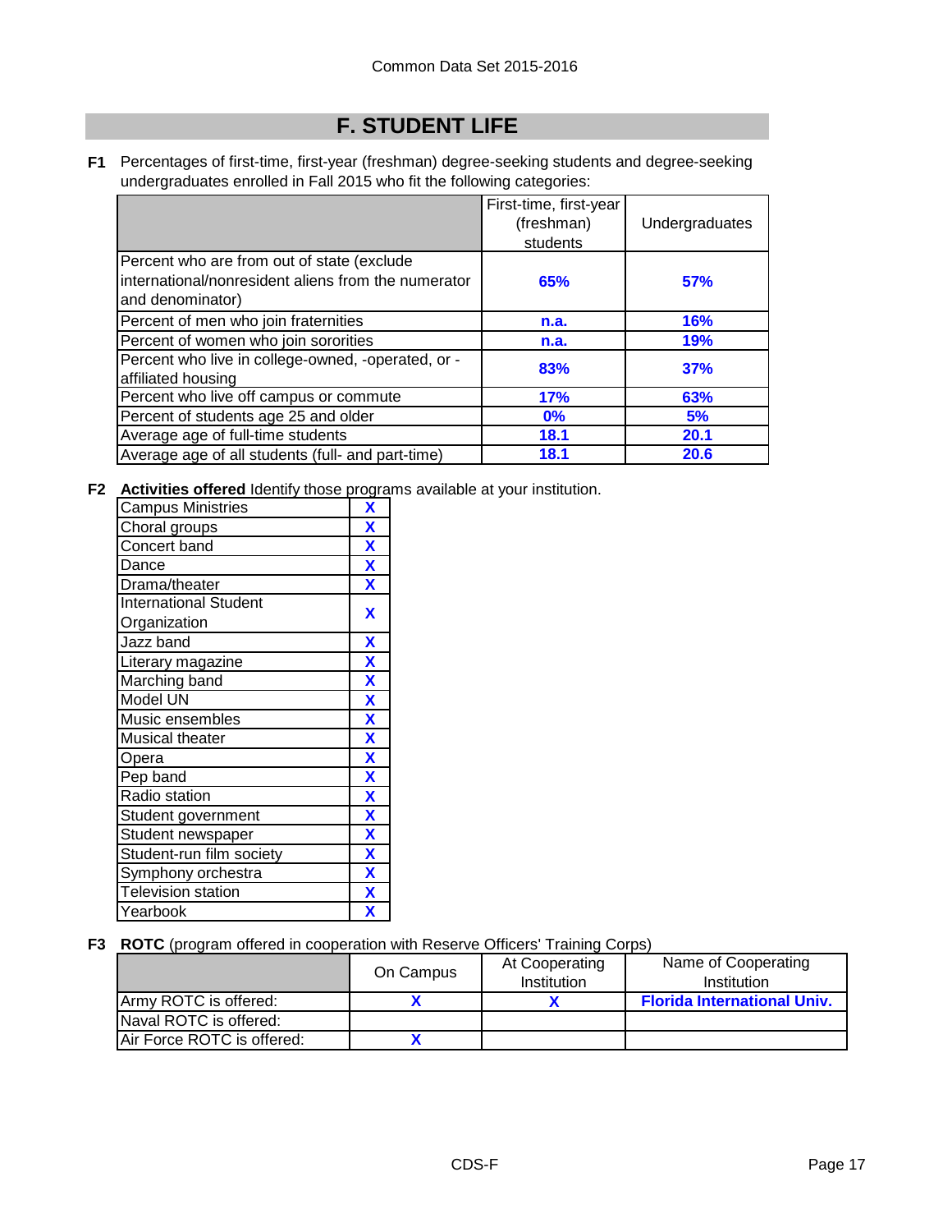Common Data Set 2015-2016

# F. STUDENT LIFE

**F1** Percentages of first-time, first-year (freshman) degree-seeking students and degree-seeking undergraduates enrolled in Fall 2015 who fit the following categories:

| | First-time, first-year (freshman) students | Undergraduates |
|---|---|---|
| Percent who are from out of state (exclude international/nonresident aliens from the numerator and denominator) | 65% | 57% |
| Percent of men who join fraternities | n.a. | 16% |
| Percent of women who join sororities | n.a. | 19% |
| Percent who live in college-owned, -operated, or -affiliated housing | 83% | 37% |
| Percent who live off campus or commute | 17% | 63% |
| Percent of students age 25 and older | 0% | 5% |
| Average age of full-time students | 18.1 | 20.1 |
| Average age of all students (full- and part-time) | 18.1 | 20.6 |

**F2** **Activities offered** Identify those programs available at your institution.

| Activity | |
|---|---|
| Campus Ministries | X |
| Choral groups | X |
| Concert band | X |
| Dance | X |
| Drama/theater | X |
| International Student Organization | X |
| Jazz band | X |
| Literary magazine | X |
| Marching band | X |
| Model UN | X |
| Music ensembles | X |
| Musical theater | X |
| Opera | X |
| Pep band | X |
| Radio station | X |
| Student government | X |
| Student newspaper | X |
| Student-run film society | X |
| Symphony orchestra | X |
| Television station | X |
| Yearbook | X |

**F3** **ROTC** (program offered in cooperation with Reserve Officers' Training Corps)

| | On Campus | At Cooperating Institution | Name of Cooperating Institution |
|---|---|---|---|
| Army ROTC is offered: | X | X | Florida International Univ. |
| Naval ROTC is offered: | | | |
| Air Force ROTC is offered: | X | | |

CDS-F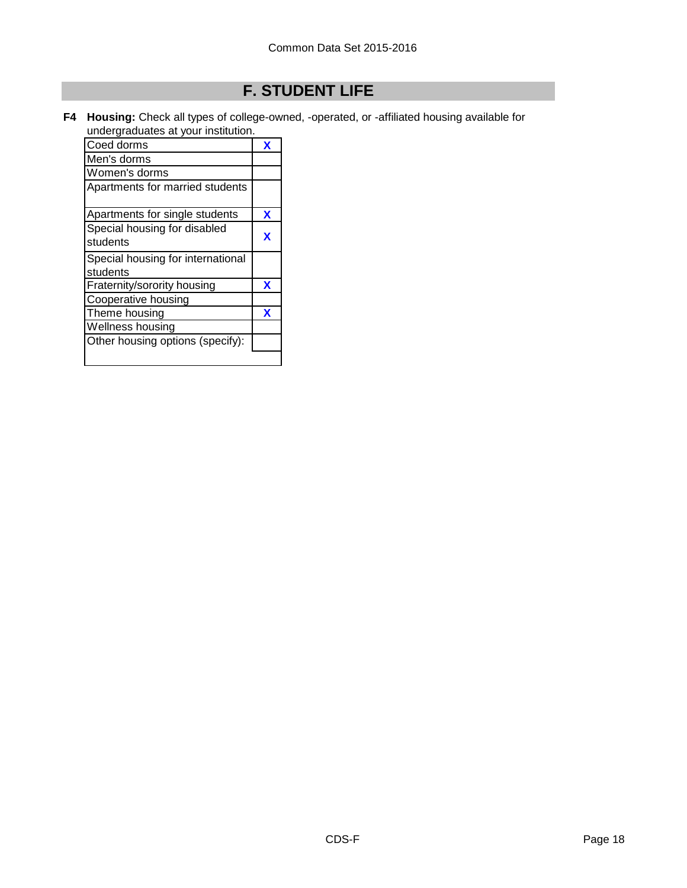# F. STUDENT LIFE

**F4 Housing:** Check all types of college-owned, -operated, or -affiliated housing available for undergraduates at your institution.

| Housing type | |
|---|---|
| Coed dorms | X |
| Men's dorms | |
| Women's dorms | |
| Apartments for married students | |
| Apartments for single students | X |
| Special housing for disabled students | X |
| Special housing for international students | |
| Fraternity/sorority housing | X |
| Cooperative housing | |
| Theme housing | X |
| Wellness housing | |
| Other housing options (specify): | |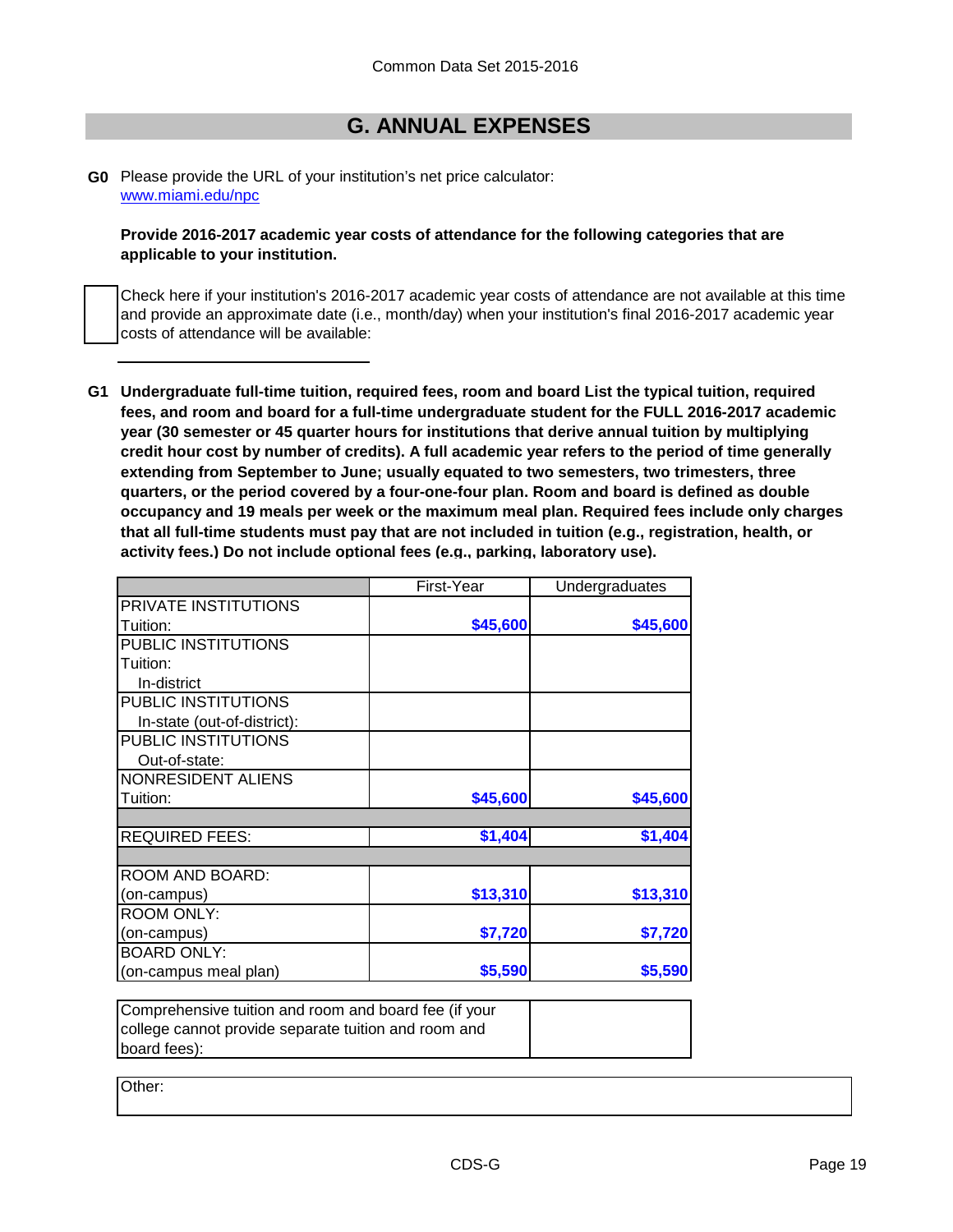## G. ANNUAL EXPENSES

**G0** Please provide the URL of your institution's net price calculator: www.miami.edu/npc

**Provide 2016-2017 academic year costs of attendance for the following categories that are applicable to your institution.**

☐ Check here if your institution's 2016-2017 academic year costs of attendance are not available at this time and provide an approximate date (i.e., month/day) when your institution's final 2016-2017 academic year costs of attendance will be available:

______________________

**G1 Undergraduate full-time tuition, required fees, room and board List the typical tuition, required fees, and room and board for a full-time undergraduate student for the FULL 2016-2017 academic year (30 semester or 45 quarter hours for institutions that derive annual tuition by multiplying credit hour cost by number of credits). A full academic year refers to the period of time generally extending from September to June; usually equated to two semesters, two trimesters, three quarters, or the period covered by a four-one-four plan. Room and board is defined as double occupancy and 19 meals per week or the maximum meal plan. Required fees include only charges that all full-time students must pay that are not included in tuition (e.g., registration, health, or activity fees.) Do not include optional fees (e.g., parking, laboratory use).**

| | First-Year | Undergraduates |
|---|---|---|
| PRIVATE INSTITUTIONS Tuition: | $45,600 | $45,600 |
| PUBLIC INSTITUTIONS Tuition: In-district | | |
| PUBLIC INSTITUTIONS In-state (out-of-district): | | |
| PUBLIC INSTITUTIONS Out-of-state: | | |
| NONRESIDENT ALIENS Tuition: | $45,600 | $45,600 |
| | | |
| REQUIRED FEES: | $1,404 | $1,404 |
| | | |
| ROOM AND BOARD: (on-campus) | $13,310 | $13,310 |
| ROOM ONLY: (on-campus) | $7,720 | $7,720 |
| BOARD ONLY: (on-campus meal plan) | $5,590 | $5,590 |

| Comprehensive tuition and room and board fee (if your college cannot provide separate tuition and room and board fees): | |
|---|---|

Other: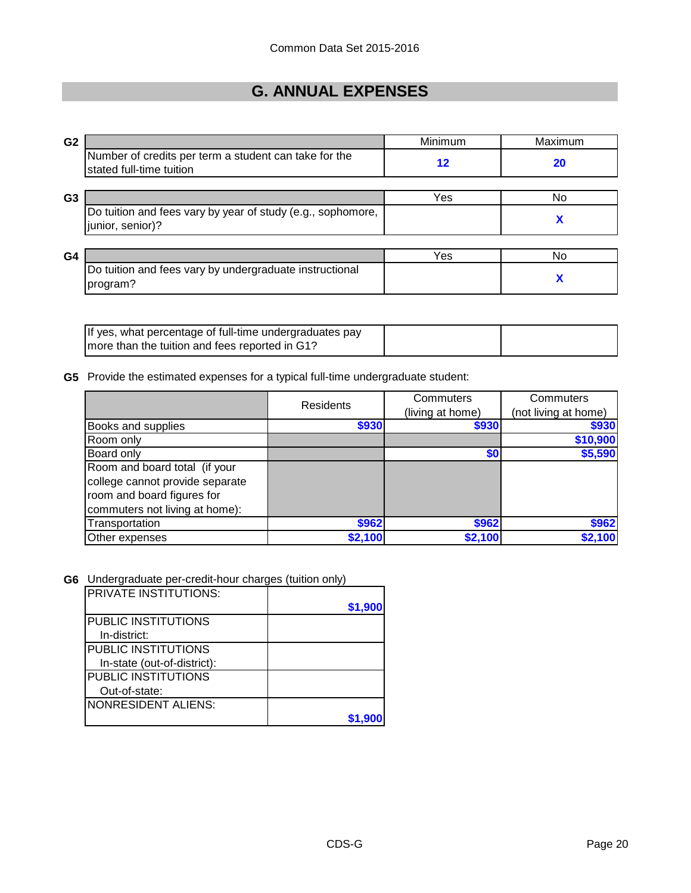# G. ANNUAL EXPENSES

**G2**

| | Minimum | Maximum |
|---|---|---|
| Number of credits per term a student can take for the stated full-time tuition | 12 | 20 |

**G3**

| | Yes | No |
|---|---|---|
| Do tuition and fees vary by year of study (e.g., sophomore, junior, senior)? | | X |

**G4**

| | Yes | No |
|---|---|---|
| Do tuition and fees vary by undergraduate instructional program? | | X |
| If yes, what percentage of full-time undergraduates pay more than the tuition and fees reported in G1? | | |

**G5** Provide the estimated expenses for a typical full-time undergraduate student:

| | Residents | Commuters (living at home) | Commuters (not living at home) |
|---|---|---|---|
| Books and supplies | $930 | $930 | $930 |
| Room only | | | $10,900 |
| Board only | | $0 | $5,590 |
| Room and board total (if your college cannot provide separate room and board figures for commuters not living at home): | | | |
| Transportation | $962 | $962 | $962 |
| Other expenses | $2,100 | $2,100 | $2,100 |

**G6** Undergraduate per-credit-hour charges (tuition only)

| | |
|---|---|
| PRIVATE INSTITUTIONS: | $1,900 |
| PUBLIC INSTITUTIONS In-district: | |
| PUBLIC INSTITUTIONS In-state (out-of-district): | |
| PUBLIC INSTITUTIONS Out-of-state: | |
| NONRESIDENT ALIENS: | $1,900 |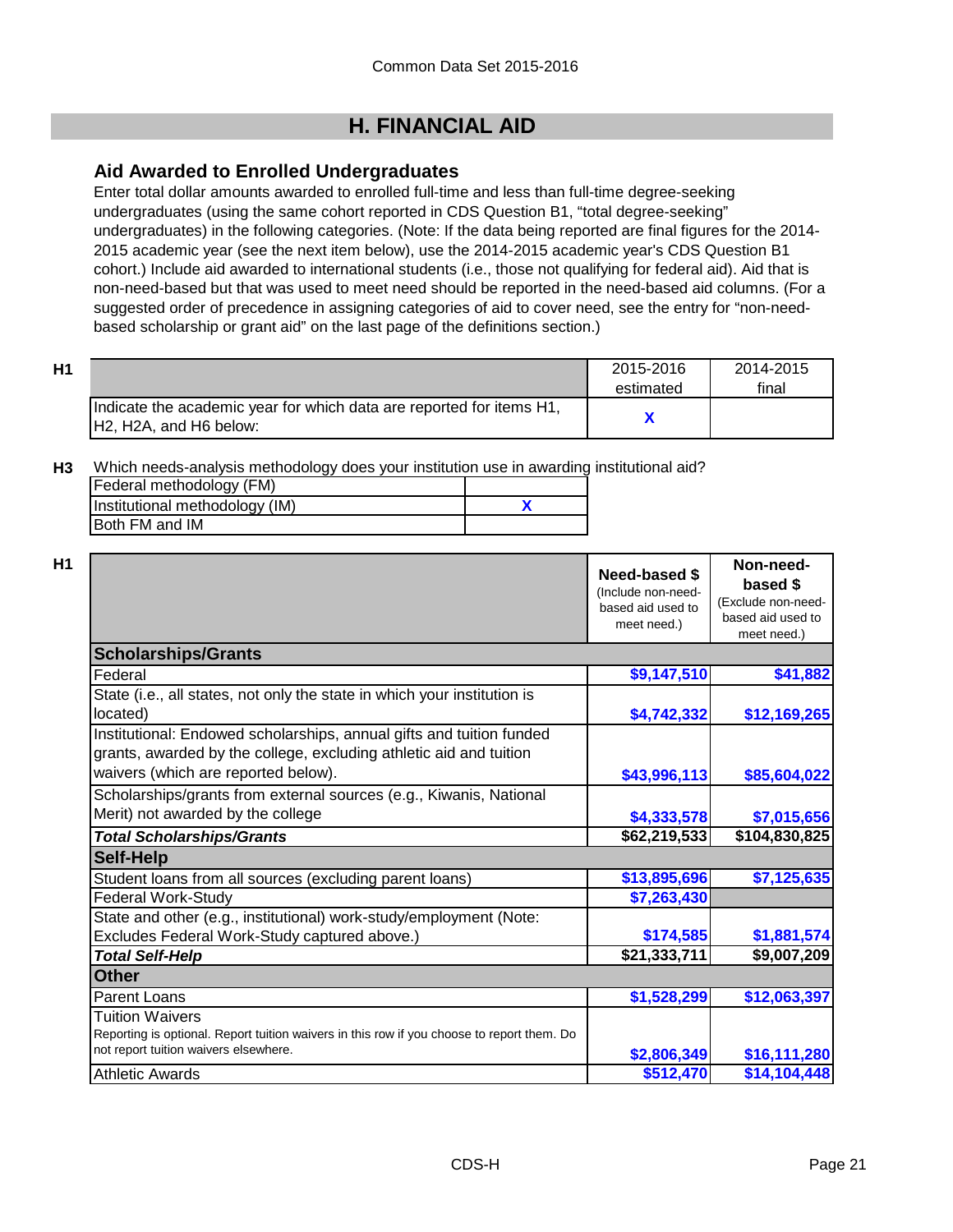# H. FINANCIAL AID

## Aid Awarded to Enrolled Undergraduates

Enter total dollar amounts awarded to enrolled full-time and less than full-time degree-seeking undergraduates (using the same cohort reported in CDS Question B1, "total degree-seeking" undergraduates) in the following categories. (Note: If the data being reported are final figures for the 2014-2015 academic year (see the next item below), use the 2014-2015 academic year's CDS Question B1 cohort.) Include aid awarded to international students (i.e., those not qualifying for federal aid). Aid that is non-need-based but that was used to meet need should be reported in the need-based aid columns. (For a suggested order of precedence in assigning categories of aid to cover need, see the entry for "non-need-based scholarship or grant aid" on the last page of the definitions section.)

**H1**

| | 2015-2016 estimated | 2014-2015 final |
|---|---|---|
| Indicate the academic year for which data are reported for items H1, H2, H2A, and H6 below: | X | |

**H3** Which needs-analysis methodology does your institution use in awarding institutional aid?

| | |
|---|---|
| Federal methodology (FM) | |
| Institutional methodology (IM) | X |
| Both FM and IM | |

**H1**

| | **Need-based $** (Include non-need-based aid used to meet need.) | **Non-need-based $** (Exclude non-need-based aid used to meet need.) |
|---|---|---|
| **Scholarships/Grants** | | |
| Federal | $9,147,510 | $41,882 |
| State (i.e., all states, not only the state in which your institution is located) | $4,742,332 | $12,169,265 |
| Institutional: Endowed scholarships, annual gifts and tuition funded grants, awarded by the college, excluding athletic aid and tuition waivers (which are reported below). | $43,996,113 | $85,604,022 |
| Scholarships/grants from external sources (e.g., Kiwanis, National Merit) not awarded by the college | $4,333,578 | $7,015,656 |
| ***Total Scholarships/Grants*** | $62,219,533 | $104,830,825 |
| **Self-Help** | | |
| Student loans from all sources (excluding parent loans) | $13,895,696 | $7,125,635 |
| Federal Work-Study | $7,263,430 | |
| State and other (e.g., institutional) work-study/employment (Note: Excludes Federal Work-Study captured above.) | $174,585 | $1,881,574 |
| ***Total Self-Help*** | $21,333,711 | $9,007,209 |
| **Other** | | |
| Parent Loans | $1,528,299 | $12,063,397 |
| Tuition Waivers<br>Reporting is optional. Report tuition waivers in this row if you choose to report them. Do not report tuition waivers elsewhere. | $2,806,349 | $16,111,280 |
| Athletic Awards | $512,470 | $14,104,448 |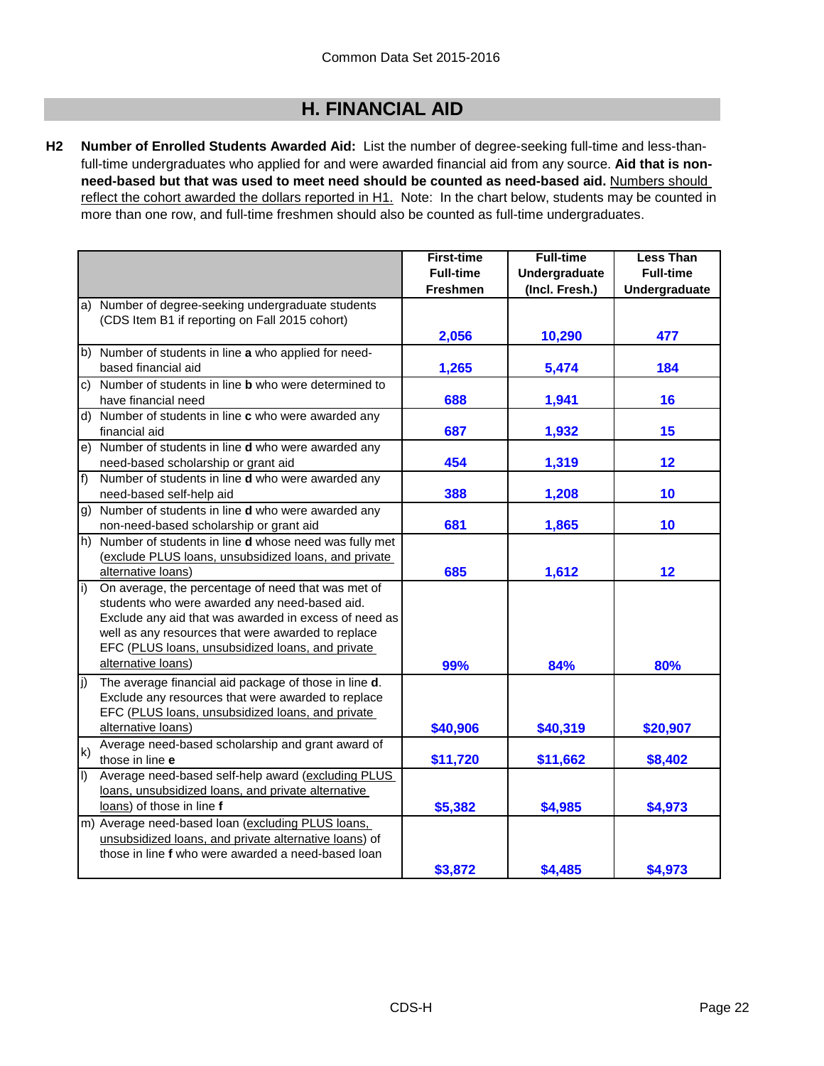# H. FINANCIAL AID

**H2** **Number of Enrolled Students Awarded Aid:** List the number of degree-seeking full-time and less-than-full-time undergraduates who applied for and were awarded financial aid from any source. **Aid that is non-need-based but that was used to meet need should be counted as need-based aid.** Numbers should reflect the cohort awarded the dollars reported in H1. Note: In the chart below, students may be counted in more than one row, and full-time freshmen should also be counted as full-time undergraduates.

| | First-time Full-time Freshmen | Full-time Undergraduate (Incl. Fresh.) | Less Than Full-time Undergraduate |
|---|---|---|---|
| a) Number of degree-seeking undergraduate students (CDS Item B1 if reporting on Fall 2015 cohort) | 2,056 | 10,290 | 477 |
| b) Number of students in line **a** who applied for need-based financial aid | 1,265 | 5,474 | 184 |
| c) Number of students in line **b** who were determined to have financial need | 688 | 1,941 | 16 |
| d) Number of students in line **c** who were awarded any financial aid | 687 | 1,932 | 15 |
| e) Number of students in line **d** who were awarded any need-based scholarship or grant aid | 454 | 1,319 | 12 |
| f) Number of students in line **d** who were awarded any need-based self-help aid | 388 | 1,208 | 10 |
| g) Number of students in line **d** who were awarded any non-need-based scholarship or grant aid | 681 | 1,865 | 10 |
| h) Number of students in line **d** whose need was fully met (exclude PLUS loans, unsubsidized loans, and private alternative loans) | 685 | 1,612 | 12 |
| i) On average, the percentage of need that was met of students who were awarded any need-based aid. Exclude any aid that was awarded in excess of need as well as any resources that were awarded to replace EFC (PLUS loans, unsubsidized loans, and private alternative loans) | 99% | 84% | 80% |
| j) The average financial aid package of those in line **d**. Exclude any resources that were awarded to replace EFC (PLUS loans, unsubsidized loans, and private alternative loans) | $40,906 | $40,319 | $20,907 |
| k) Average need-based scholarship and grant award of those in line **e** | $11,720 | $11,662 | $8,402 |
| l) Average need-based self-help award (excluding PLUS loans, unsubsidized loans, and private alternative loans) of those in line **f** | $5,382 | $4,985 | $4,973 |
| m) Average need-based loan (excluding PLUS loans, unsubsidized loans, and private alternative loans) of those in line **f** who were awarded a need-based loan | $3,872 | $4,485 | $4,973 |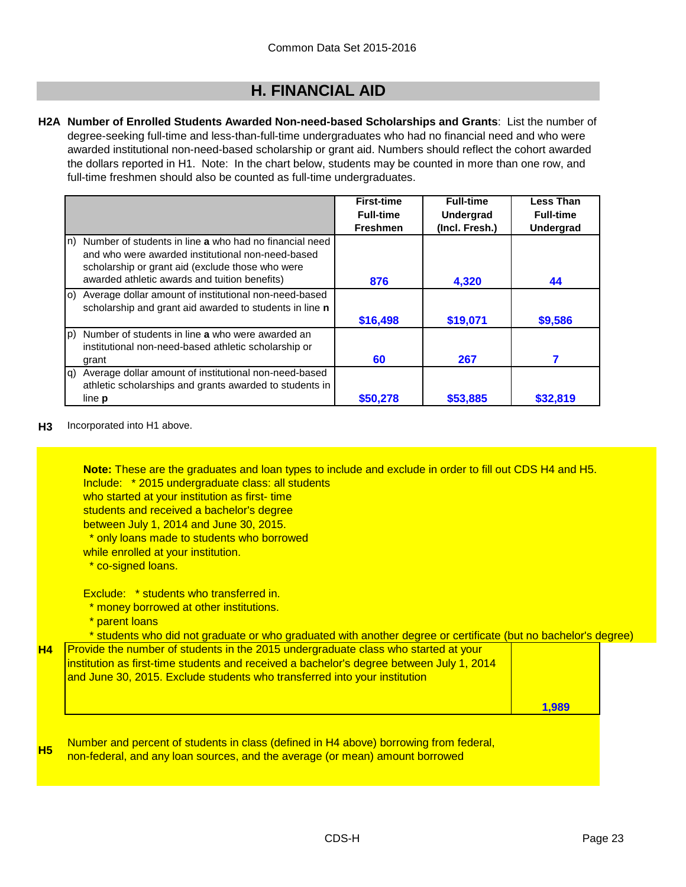## H. FINANCIAL AID

**H2A Number of Enrolled Students Awarded Non-need-based Scholarships and Grants**: List the number of degree-seeking full-time and less-than-full-time undergraduates who had no financial need and who were awarded institutional non-need-based scholarship or grant aid. Numbers should reflect the cohort awarded the dollars reported in H1. Note: In the chart below, students may be counted in more than one row, and full-time freshmen should also be counted as full-time undergraduates.

| | First-time Full-time Freshmen | Full-time Undergrad (Incl. Fresh.) | Less Than Full-time Undergrad |
|---|---|---|---|
| n) Number of students in line **a** who had no financial need and who were awarded institutional non-need-based scholarship or grant aid (exclude those who were awarded athletic awards and tuition benefits) | 876 | 4,320 | 44 |
| o) Average dollar amount of institutional non-need-based scholarship and grant aid awarded to students in line **n** | $16,498 | $19,071 | $9,586 |
| p) Number of students in line **a** who were awarded an institutional non-need-based athletic scholarship or grant | 60 | 267 | 7 |
| q) Average dollar amount of institutional non-need-based athletic scholarships and grants awarded to students in line **p** | $50,278 | $53,885 | $32,819 |

**H3** Incorporated into H1 above.

**Note:** These are the graduates and loan types to include and exclude in order to fill out CDS H4 and H5.

Include:
* 2015 undergraduate class: all students who started at your institution as first- time students and received a bachelor's degree between July 1, 2014 and June 30, 2015.
* only loans made to students who borrowed while enrolled at your institution.
* co-signed loans.

Exclude:
* students who transferred in.
* money borrowed at other institutions.
* parent loans
* students who did not graduate or who graduated with another degree or certificate (but no bachelor's degree)

| **H4** | |
|---|---|
| Provide the number of students in the 2015 undergraduate class who started at your institution as first-time students and received a bachelor's degree between July 1, 2014 and June 30, 2015. Exclude students who transferred into your institution | 1,989 |

**H5** Number and percent of students in class (defined in H4 above) borrowing from federal, non-federal, and any loan sources, and the average (or mean) amount borrowed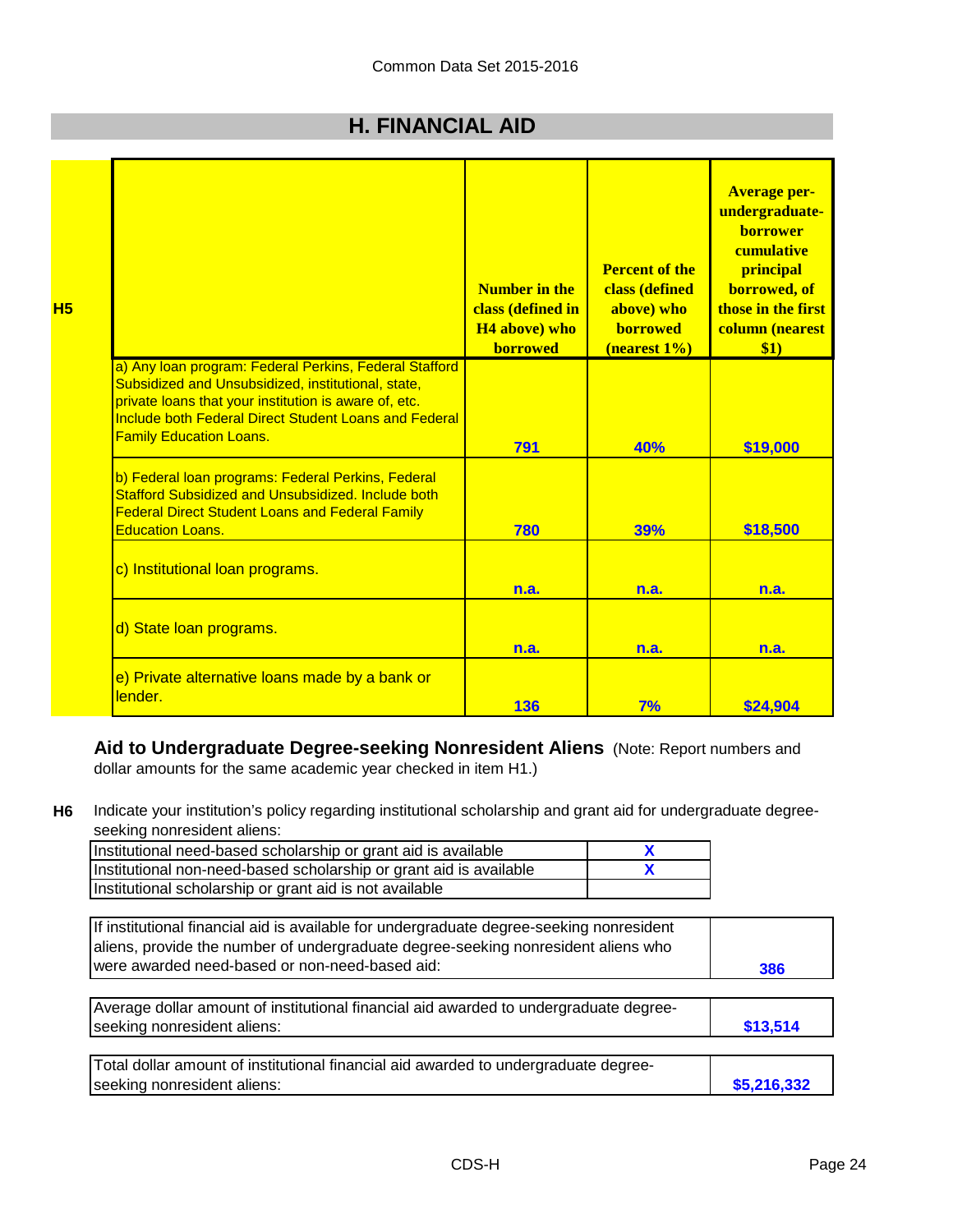## H. FINANCIAL AID

| H5 | Number in the class (defined in H4 above) who borrowed | Percent of the class (defined above) who borrowed (nearest 1%) | Average per-undergraduate-borrower cumulative principal borrowed, of those in the first column (nearest $1) |
|---|---|---|---|
| a) Any loan program: Federal Perkins, Federal Stafford Subsidized and Unsubsidized, institutional, state, private loans that your institution is aware of, etc. Include both Federal Direct Student Loans and Federal Family Education Loans. | 791 | 40% | $19,000 |
| b) Federal loan programs: Federal Perkins, Federal Stafford Subsidized and Unsubsidized. Include both Federal Direct Student Loans and Federal Family Education Loans. | 780 | 39% | $18,500 |
| c) Institutional loan programs. | n.a. | n.a. | n.a. |
| d) State loan programs. | n.a. | n.a. | n.a. |
| e) Private alternative loans made by a bank or lender. | 136 | 7% | $24,904 |

### Aid to Undergraduate Degree-seeking Nonresident Aliens

(Note: Report numbers and dollar amounts for the same academic year checked in item H1.)

**H6** Indicate your institution's policy regarding institutional scholarship and grant aid for undergraduate degree-seeking nonresident aliens:

| | |
|---|---|
| Institutional need-based scholarship or grant aid is available | X |
| Institutional non-need-based scholarship or grant aid is available | X |
| Institutional scholarship or grant aid is not available | |

| | |
|---|---|
| If institutional financial aid is available for undergraduate degree-seeking nonresident aliens, provide the number of undergraduate degree-seeking nonresident aliens who were awarded need-based or non-need-based aid: | 386 |
| Average dollar amount of institutional financial aid awarded to undergraduate degree-seeking nonresident aliens: | $13,514 |
| Total dollar amount of institutional financial aid awarded to undergraduate degree-seeking nonresident aliens: | $5,216,332 |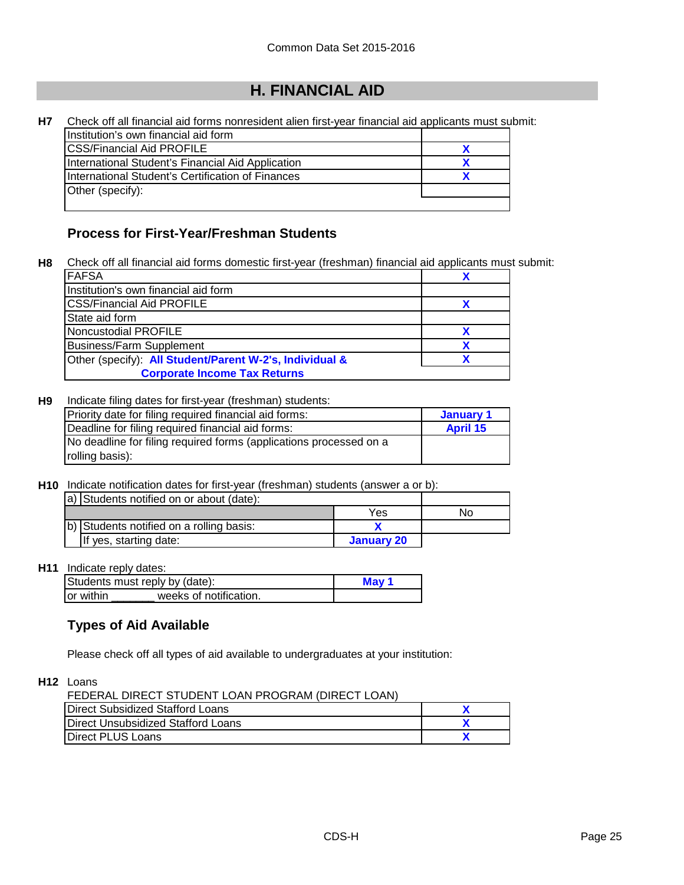## H. FINANCIAL AID

**H7** Check off all financial aid forms nonresident alien first-year financial aid applicants must submit:

| Form | |
|---|---|
| Institution's own financial aid form | |
| CSS/Financial Aid PROFILE | X |
| International Student's Financial Aid Application | X |
| International Student's Certification of Finances | X |
| Other (specify): | |

### Process for First-Year/Freshman Students

**H8** Check off all financial aid forms domestic first-year (freshman) financial aid applicants must submit:

| Form | |
|---|---|
| FAFSA | X |
| Institution's own financial aid form | |
| CSS/Financial Aid PROFILE | X |
| State aid form | |
| Noncustodial PROFILE | X |
| Business/Farm Supplement | X |
| Other (specify): **All Student/Parent W-2's, Individual & Corporate Income Tax Returns** | X |

**H9** Indicate filing dates for first-year (freshman) students:

| | |
|---|---|
| Priority date for filing required financial aid forms: | **January 1** |
| Deadline for filing required financial aid forms: | **April 15** |
| No deadline for filing required forms (applications processed on a rolling basis): | |

**H10** Indicate notification dates for first-year (freshman) students (answer a or b):

| | | | |
|---|---|---|---|
| a) | Students notified on or about (date): | | |
| | | Yes | No |
| b) | Students notified on a rolling basis: | X | |
| | If yes, starting date: | **January 20** | |

**H11** Indicate reply dates:

| | |
|---|---|
| Students must reply by (date): | **May 1** |
| or within _______ weeks of notification. | |

### Types of Aid Available

Please check off all types of aid available to undergraduates at your institution:

**H12** Loans

FEDERAL DIRECT STUDENT LOAN PROGRAM (DIRECT LOAN)

| Loan | |
|---|---|
| Direct Subsidized Stafford Loans | X |
| Direct Unsubsidized Stafford Loans | X |
| Direct PLUS Loans | X |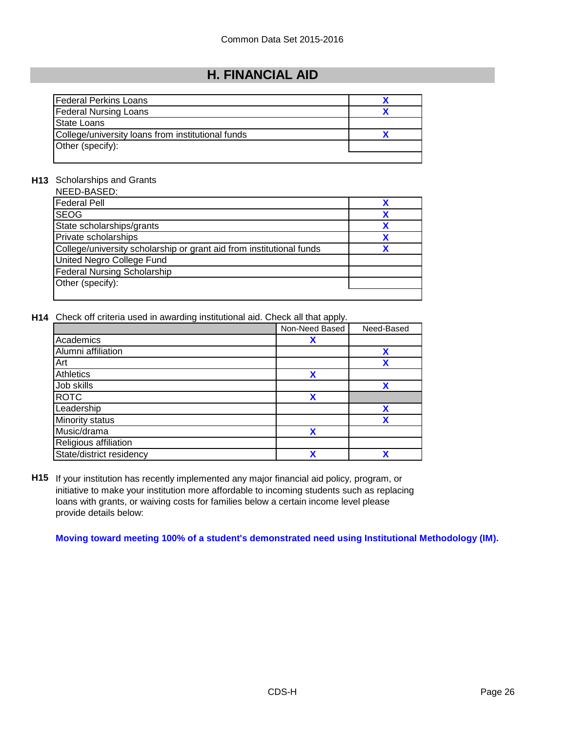# H. FINANCIAL AID

| | |
|---|---|
| Federal Perkins Loans | X |
| Federal Nursing Loans | X |
| State Loans | |
| College/university loans from institutional funds | X |
| Other (specify): | |

**H13** Scholarships and Grants

NEED-BASED:

| | |
|---|---|
| Federal Pell | X |
| SEOG | X |
| State scholarships/grants | X |
| Private scholarships | X |
| College/university scholarship or grant aid from institutional funds | X |
| United Negro College Fund | |
| Federal Nursing Scholarship | |
| Other (specify): | |

**H14** Check off criteria used in awarding institutional aid. Check all that apply.

| | Non-Need Based | Need-Based |
|---|---|---|
| Academics | X | |
| Alumni affiliation | | X |
| Art | | X |
| Athletics | X | |
| Job skills | | X |
| ROTC | X | |
| Leadership | | X |
| Minority status | | X |
| Music/drama | X | |
| Religious affiliation | | |
| State/district residency | X | X |

**H15** If your institution has recently implemented any major financial aid policy, program, or initiative to make your institution more affordable to incoming students such as replacing loans with grants, or waiving costs for families below a certain income level please provide details below:

**Moving toward meeting 100% of a student's demonstrated need using Institutional Methodology (IM).**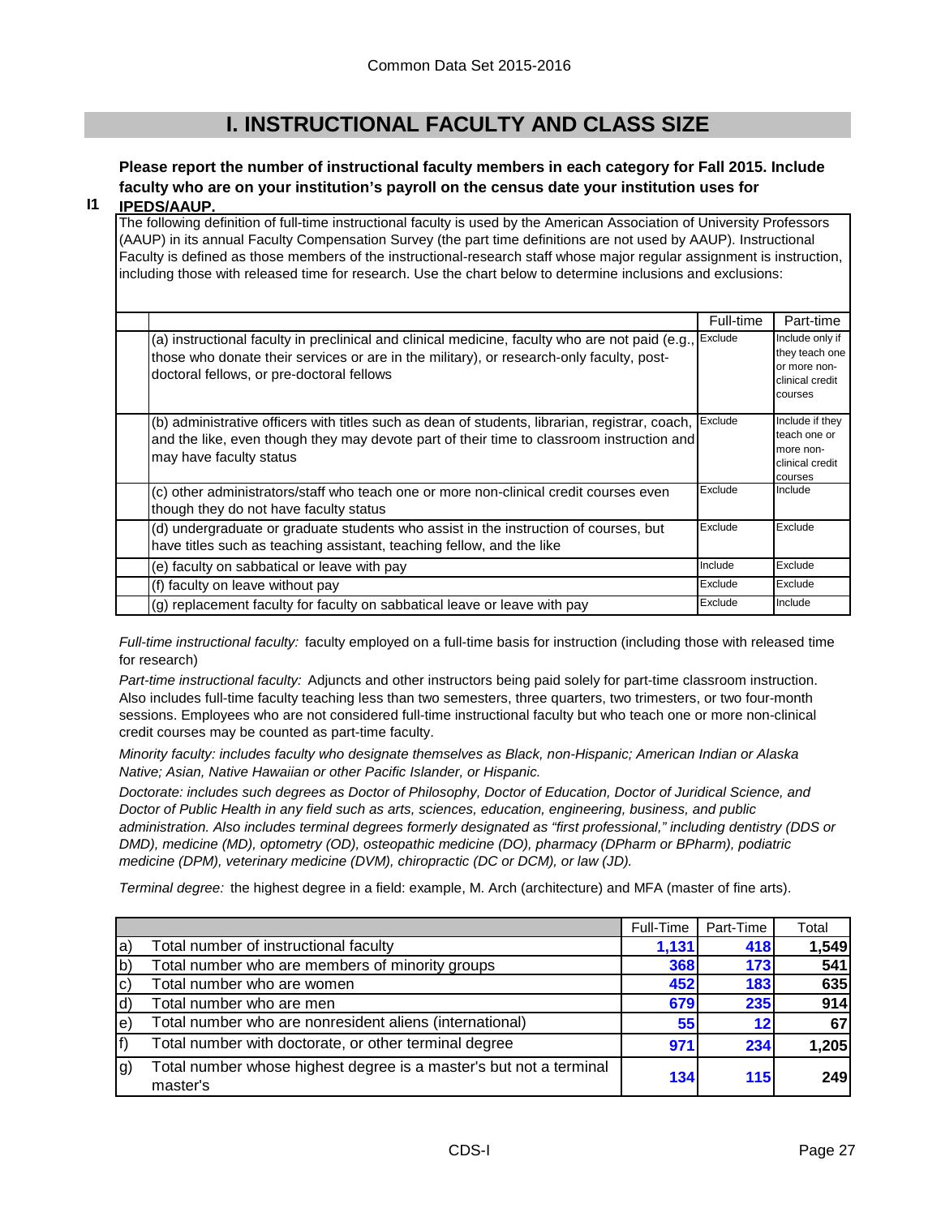# I. INSTRUCTIONAL FACULTY AND CLASS SIZE

**I1** **Please report the number of instructional faculty members in each category for Fall 2015. Include faculty who are on your institution's payroll on the census date your institution uses for IPEDS/AAUP.**

The following definition of full-time instructional faculty is used by the American Association of University Professors (AAUP) in its annual Faculty Compensation Survey (the part time definitions are not used by AAUP). Instructional Faculty is defined as those members of the instructional-research staff whose major regular assignment is instruction, including those with released time for research. Use the chart below to determine inclusions and exclusions:

| | Full-time | Part-time |
|---|---|---|
| (a) instructional faculty in preclinical and clinical medicine, faculty who are not paid (e.g., those who donate their services or are in the military), or research-only faculty, post-doctoral fellows, or pre-doctoral fellows | Exclude | Include only if they teach one or more non-clinical credit courses |
| (b) administrative officers with titles such as dean of students, librarian, registrar, coach, and the like, even though they may devote part of their time to classroom instruction and may have faculty status | Exclude | Include if they teach one or more non-clinical credit courses |
| (c) other administrators/staff who teach one or more non-clinical credit courses even though they do not have faculty status | Exclude | Include |
| (d) undergraduate or graduate students who assist in the instruction of courses, but have titles such as teaching assistant, teaching fellow, and the like | Exclude | Exclude |
| (e) faculty on sabbatical or leave with pay | Include | Exclude |
| (f) faculty on leave without pay | Exclude | Exclude |
| (g) replacement faculty for faculty on sabbatical leave or leave with pay | Exclude | Include |

*Full-time instructional faculty:* faculty employed on a full-time basis for instruction (including those with released time for research)

*Part-time instructional faculty:* Adjuncts and other instructors being paid solely for part-time classroom instruction. Also includes full-time faculty teaching less than two semesters, three quarters, two trimesters, or two four-month sessions. Employees who are not considered full-time instructional faculty but who teach one or more non-clinical credit courses may be counted as part-time faculty.

*Minority faculty: includes faculty who designate themselves as Black, non-Hispanic; American Indian or Alaska Native; Asian, Native Hawaiian or other Pacific Islander, or Hispanic.*

*Doctorate: includes such degrees as Doctor of Philosophy, Doctor of Education, Doctor of Juridical Science, and Doctor of Public Health in any field such as arts, sciences, education, engineering, business, and public administration. Also includes terminal degrees formerly designated as "first professional," including dentistry (DDS or DMD), medicine (MD), optometry (OD), osteopathic medicine (DO), pharmacy (DPharm or BPharm), podiatric medicine (DPM), veterinary medicine (DVM), chiropractic (DC or DCM), or law (JD).*

*Terminal degree:* the highest degree in a field: example, M. Arch (architecture) and MFA (master of fine arts).

| | | Full-Time | Part-Time | Total |
|---|---|---|---|---|
| a) | Total number of instructional faculty | 1,131 | 418 | 1,549 |
| b) | Total number who are members of minority groups | 368 | 173 | 541 |
| c) | Total number who are women | 452 | 183 | 635 |
| d) | Total number who are men | 679 | 235 | 914 |
| e) | Total number who are nonresident aliens (international) | 55 | 12 | 67 |
| f) | Total number with doctorate, or other terminal degree | 971 | 234 | 1,205 |
| g) | Total number whose highest degree is a master's but not a terminal master's | 134 | 115 | 249 |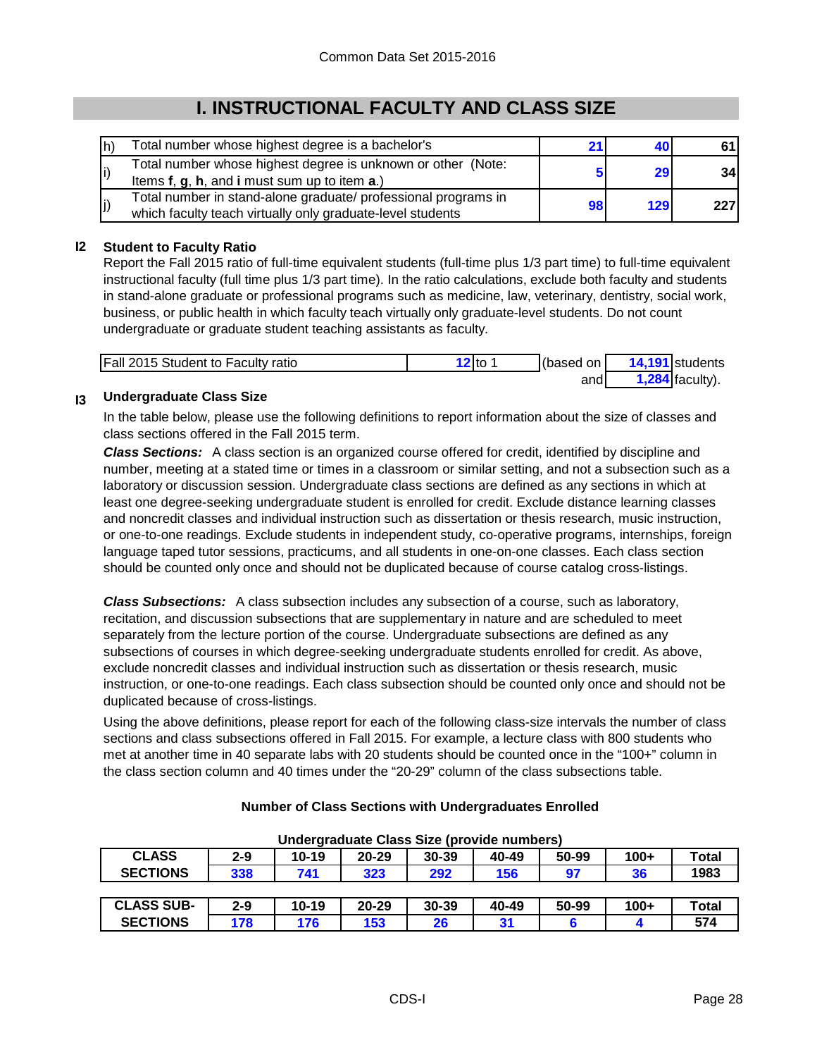# I. INSTRUCTIONAL FACULTY AND CLASS SIZE

| | | | | |
|---|---|---|---|---|
| h) | Total number whose highest degree is a bachelor's | 21 | 40 | 61 |
| i) | Total number whose highest degree is unknown or other (Note: Items **f**, **g**, **h**, and **i** must sum up to item **a**.) | 5 | 29 | 34 |
| j) | Total number in stand-alone graduate/ professional programs in which faculty teach virtually only graduate-level students | 98 | 129 | 227 |

**I2 Student to Faculty Ratio**

Report the Fall 2015 ratio of full-time equivalent students (full-time plus 1/3 part time) to full-time equivalent instructional faculty (full time plus 1/3 part time). In the ratio calculations, exclude both faculty and students in stand-alone graduate or professional programs such as medicine, law, veterinary, dentistry, social work, business, or public health in which faculty teach virtually only graduate-level students. Do not count undergraduate or graduate student teaching assistants as faculty.

| | | | | |
|---|---|---|---|---|
| Fall 2015 Student to Faculty ratio | 12 to 1 | (based on | 14,191 | students |
| | | and | 1,284 | faculty). |

**I3 Undergraduate Class Size**

In the table below, please use the following definitions to report information about the size of classes and class sections offered in the Fall 2015 term.

***Class Sections:*** A class section is an organized course offered for credit, identified by discipline and number, meeting at a stated time or times in a classroom or similar setting, and not a subsection such as a laboratory or discussion session. Undergraduate class sections are defined as any sections in which at least one degree-seeking undergraduate student is enrolled for credit. Exclude distance learning classes and noncredit classes and individual instruction such as dissertation or thesis research, music instruction, or one-to-one readings. Exclude students in independent study, co-operative programs, internships, foreign language taped tutor sessions, practicums, and all students in one-on-one classes. Each class section should be counted only once and should not be duplicated because of course catalog cross-listings.

***Class Subsections:*** A class subsection includes any subsection of a course, such as laboratory, recitation, and discussion subsections that are supplementary in nature and are scheduled to meet separately from the lecture portion of the course. Undergraduate subsections are defined as any subsections of courses in which degree-seeking undergraduate students enrolled for credit. As above, exclude noncredit classes and individual instruction such as dissertation or thesis research, music instruction, or one-to-one readings. Each class subsection should be counted only once and should not be duplicated because of cross-listings.

Using the above definitions, please report for each of the following class-size intervals the number of class sections and class subsections offered in Fall 2015. For example, a lecture class with 800 students who met at another time in 40 separate labs with 20 students should be counted once in the "100+" column in the class section column and 40 times under the "20-29" column of the class subsections table.

**Number of Class Sections with Undergraduates Enrolled**

**Undergraduate Class Size (provide numbers)**

| CLASS SECTIONS | 2-9 | 10-19 | 20-29 | 30-39 | 40-49 | 50-99 | 100+ | Total |
|---|---|---|---|---|---|---|---|---|
| | 338 | 741 | 323 | 292 | 156 | 97 | 36 | 1983 |

| CLASS SUB-SECTIONS | 2-9 | 10-19 | 20-29 | 30-39 | 40-49 | 50-99 | 100+ | Total |
|---|---|---|---|---|---|---|---|---|
| | 178 | 176 | 153 | 26 | 31 | 6 | 4 | 574 |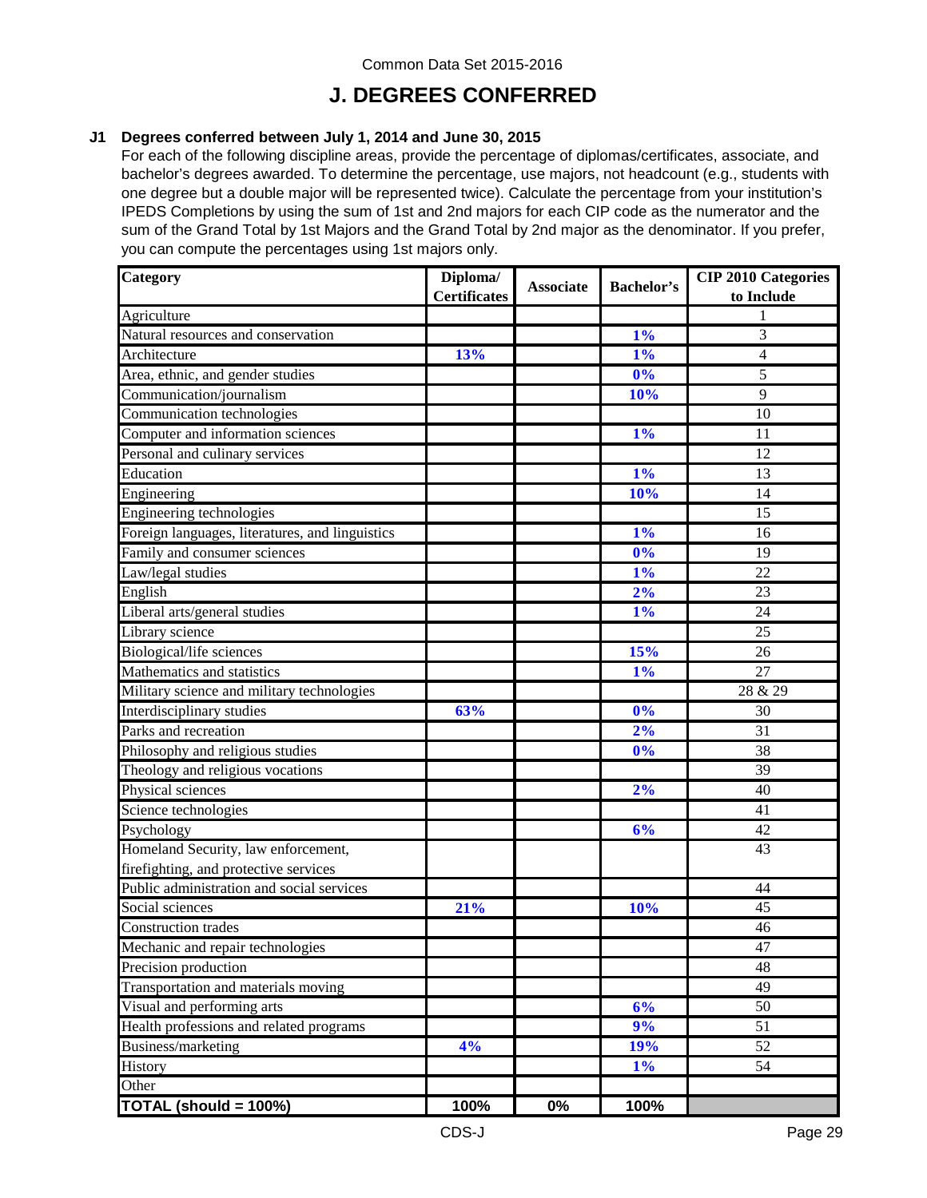Common Data Set 2015-2016

# J. DEGREES CONFERRED

**J1 Degrees conferred between July 1, 2014 and June 30, 2015**

For each of the following discipline areas, provide the percentage of diplomas/certificates, associate, and bachelor's degrees awarded. To determine the percentage, use majors, not headcount (e.g., students with one degree but a double major will be represented twice). Calculate the percentage from your institution's IPEDS Completions by using the sum of 1st and 2nd majors for each CIP code as the numerator and the sum of the Grand Total by 1st Majors and the Grand Total by 2nd major as the denominator. If you prefer, you can compute the percentages using 1st majors only.

| Category | Diploma/ Certificates | Associate | Bachelor's | CIP 2010 Categories to Include |
|---|---|---|---|---|
| Agriculture | | | | 1 |
| Natural resources and conservation | | | 1% | 3 |
| Architecture | 13% | | 1% | 4 |
| Area, ethnic, and gender studies | | | 0% | 5 |
| Communication/journalism | | | 10% | 9 |
| Communication technologies | | | | 10 |
| Computer and information sciences | | | 1% | 11 |
| Personal and culinary services | | | | 12 |
| Education | | | 1% | 13 |
| Engineering | | | 10% | 14 |
| Engineering technologies | | | | 15 |
| Foreign languages, literatures, and linguistics | | | 1% | 16 |
| Family and consumer sciences | | | 0% | 19 |
| Law/legal studies | | | 1% | 22 |
| English | | | 2% | 23 |
| Liberal arts/general studies | | | 1% | 24 |
| Library science | | | | 25 |
| Biological/life sciences | | | 15% | 26 |
| Mathematics and statistics | | | 1% | 27 |
| Military science and military technologies | | | | 28 & 29 |
| Interdisciplinary studies | 63% | | 0% | 30 |
| Parks and recreation | | | 2% | 31 |
| Philosophy and religious studies | | | 0% | 38 |
| Theology and religious vocations | | | | 39 |
| Physical sciences | | | 2% | 40 |
| Science technologies | | | | 41 |
| Psychology | | | 6% | 42 |
| Homeland Security, law enforcement, firefighting, and protective services | | | | 43 |
| Public administration and social services | | | | 44 |
| Social sciences | 21% | | 10% | 45 |
| Construction trades | | | | 46 |
| Mechanic and repair technologies | | | | 47 |
| Precision production | | | | 48 |
| Transportation and materials moving | | | | 49 |
| Visual and performing arts | | | 6% | 50 |
| Health professions and related programs | | | 9% | 51 |
| Business/marketing | 4% | | 19% | 52 |
| History | | | 1% | 54 |
| Other | | | | |
| **TOTAL (should = 100%)** | **100%** | **0%** | **100%** | |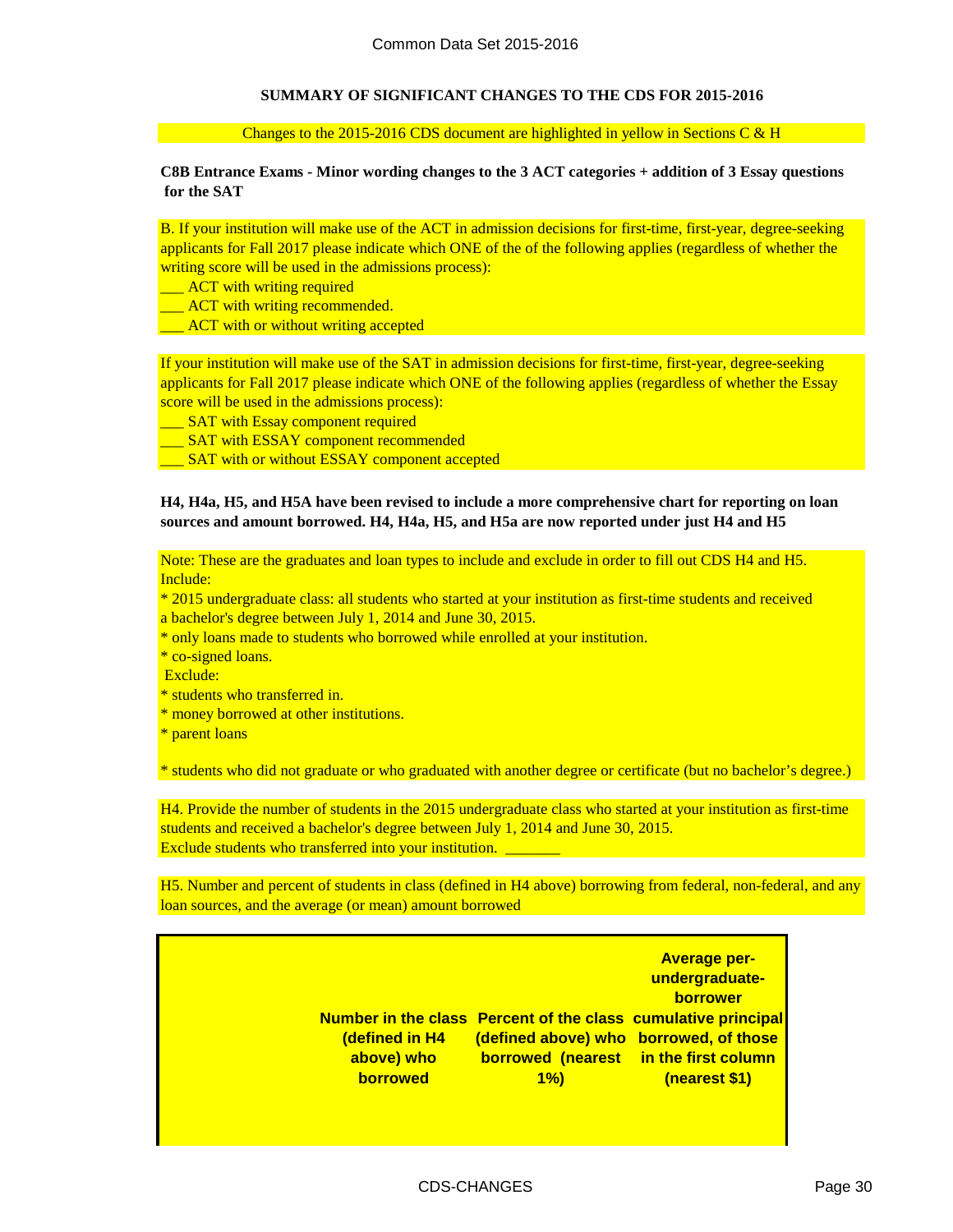Common Data Set 2015-2016

**SUMMARY OF SIGNIFICANT CHANGES TO THE CDS FOR 2015-2016**

Changes to the 2015-2016 CDS document are highlighted in yellow in Sections C & H

**C8B Entrance Exams - Minor wording changes to the 3 ACT categories + addition of 3 Essay questions for the SAT**

B. If your institution will make use of the ACT in admission decisions for first-time, first-year, degree-seeking applicants for Fall 2017 please indicate which ONE of the of the following applies (regardless of whether the writing score will be used in the admissions process):

___ ACT with writing required
___ ACT with writing recommended.
___ ACT with or without writing accepted

If your institution will make use of the SAT in admission decisions for first-time, first-year, degree-seeking applicants for Fall 2017 please indicate which ONE of the following applies (regardless of whether the Essay score will be used in the admissions process):

___ SAT with Essay component required
___ SAT with ESSAY component recommended
___ SAT with or without ESSAY component accepted

**H4, H4a, H5, and H5A have been revised to include a more comprehensive chart for reporting on loan sources and amount borrowed. H4, H4a, H5, and H5a are now reported under just H4 and H5**

Note: These are the graduates and loan types to include and exclude in order to fill out CDS H4 and H5.
Include:

* 2015 undergraduate class: all students who started at your institution as first-time students and received a bachelor's degree between July 1, 2014 and June 30, 2015.
* only loans made to students who borrowed while enrolled at your institution.
* co-signed loans.

Exclude:

* students who transferred in.
* money borrowed at other institutions.
* parent loans

* students who did not graduate or who graduated with another degree or certificate (but no bachelor's degree.)

H4. Provide the number of students in the 2015 undergraduate class who started at your institution as first-time students and received a bachelor's degree between July 1, 2014 and June 30, 2015. Exclude students who transferred into your institution. _______

H5. Number and percent of students in class (defined in H4 above) borrowing from federal, non-federal, and any loan sources, and the average (or mean) amount borrowed

| | Number in the class (defined in H4 above) who borrowed | Percent of the class (defined above) who borrowed (nearest 1%) | Average per-undergraduate-borrower cumulative principal borrowed, of those in the first column (nearest $1) |
|---|---|---|---|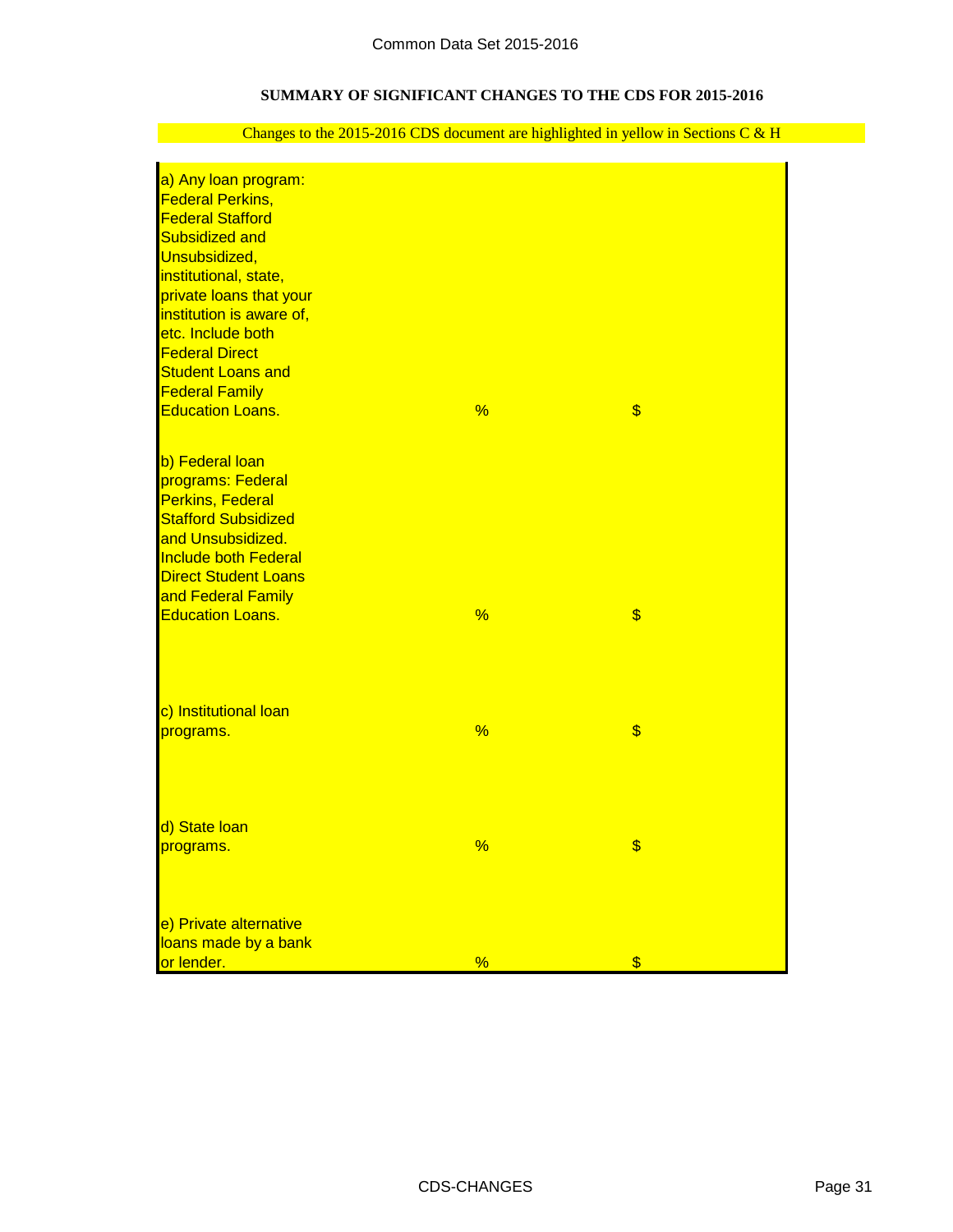SUMMARY OF SIGNIFICANT CHANGES TO THE CDS FOR 2015-2016

Changes to the 2015-2016 CDS document are highlighted in yellow in Sections C & H

| | | |
|---|---|---|
| a) Any loan program: Federal Perkins, Federal Stafford Subsidized and Unsubsidized, institutional, state, private loans that your institution is aware of, etc. Include both Federal Direct Student Loans and Federal Family Education Loans. | % | $ |
| b) Federal loan programs: Federal Perkins, Federal Stafford Subsidized and Unsubsidized. Include both Federal Direct Student Loans and Federal Family Education Loans. | % | $ |
| c) Institutional loan programs. | % | $ |
| d) State loan programs. | % | $ |
| e) Private alternative loans made by a bank or lender. | % | $ |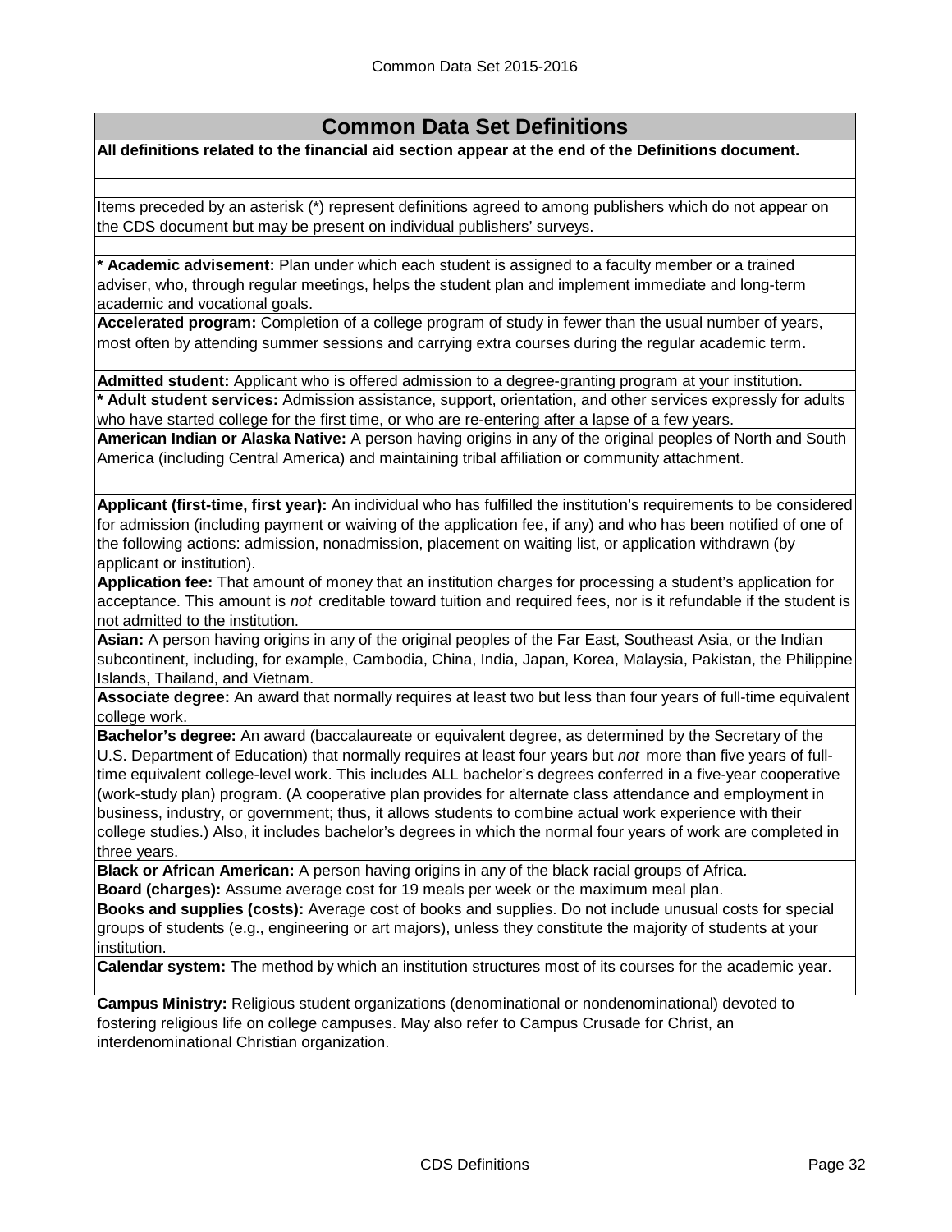## Common Data Set Definitions

**All definitions related to the financial aid section appear at the end of the Definitions document.**

Items preceded by an asterisk (*) represent definitions agreed to among publishers which do not appear on the CDS document but may be present on individual publishers' surveys.

**\* Academic advisement:** Plan under which each student is assigned to a faculty member or a trained adviser, who, through regular meetings, helps the student plan and implement immediate and long-term academic and vocational goals.

**Accelerated program:** Completion of a college program of study in fewer than the usual number of years, most often by attending summer sessions and carrying extra courses during the regular academic term**.**

**Admitted student:** Applicant who is offered admission to a degree-granting program at your institution.

**\* Adult student services:** Admission assistance, support, orientation, and other services expressly for adults who have started college for the first time, or who are re-entering after a lapse of a few years.

**American Indian or Alaska Native:** A person having origins in any of the original peoples of North and South America (including Central America) and maintaining tribal affiliation or community attachment.

**Applicant (first-time, first year):** An individual who has fulfilled the institution's requirements to be considered for admission (including payment or waiving of the application fee, if any) and who has been notified of one of the following actions: admission, nonadmission, placement on waiting list, or application withdrawn (by applicant or institution).

**Application fee:** That amount of money that an institution charges for processing a student's application for acceptance. This amount is *not* creditable toward tuition and required fees, nor is it refundable if the student is not admitted to the institution.

**Asian:** A person having origins in any of the original peoples of the Far East, Southeast Asia, or the Indian subcontinent, including, for example, Cambodia, China, India, Japan, Korea, Malaysia, Pakistan, the Philippine Islands, Thailand, and Vietnam.

**Associate degree:** An award that normally requires at least two but less than four years of full-time equivalent college work.

**Bachelor's degree:** An award (baccalaureate or equivalent degree, as determined by the Secretary of the U.S. Department of Education) that normally requires at least four years but *not* more than five years of full-time equivalent college-level work. This includes ALL bachelor's degrees conferred in a five-year cooperative (work-study plan) program. (A cooperative plan provides for alternate class attendance and employment in business, industry, or government; thus, it allows students to combine actual work experience with their college studies.) Also, it includes bachelor's degrees in which the normal four years of work are completed in three years.

**Black or African American:** A person having origins in any of the black racial groups of Africa.

**Board (charges):** Assume average cost for 19 meals per week or the maximum meal plan.

**Books and supplies (costs):** Average cost of books and supplies. Do not include unusual costs for special groups of students (e.g., engineering or art majors), unless they constitute the majority of students at your institution.

**Calendar system:** The method by which an institution structures most of its courses for the academic year.

**Campus Ministry:** Religious student organizations (denominational or nondenominational) devoted to fostering religious life on college campuses. May also refer to Campus Crusade for Christ, an interdenominational Christian organization.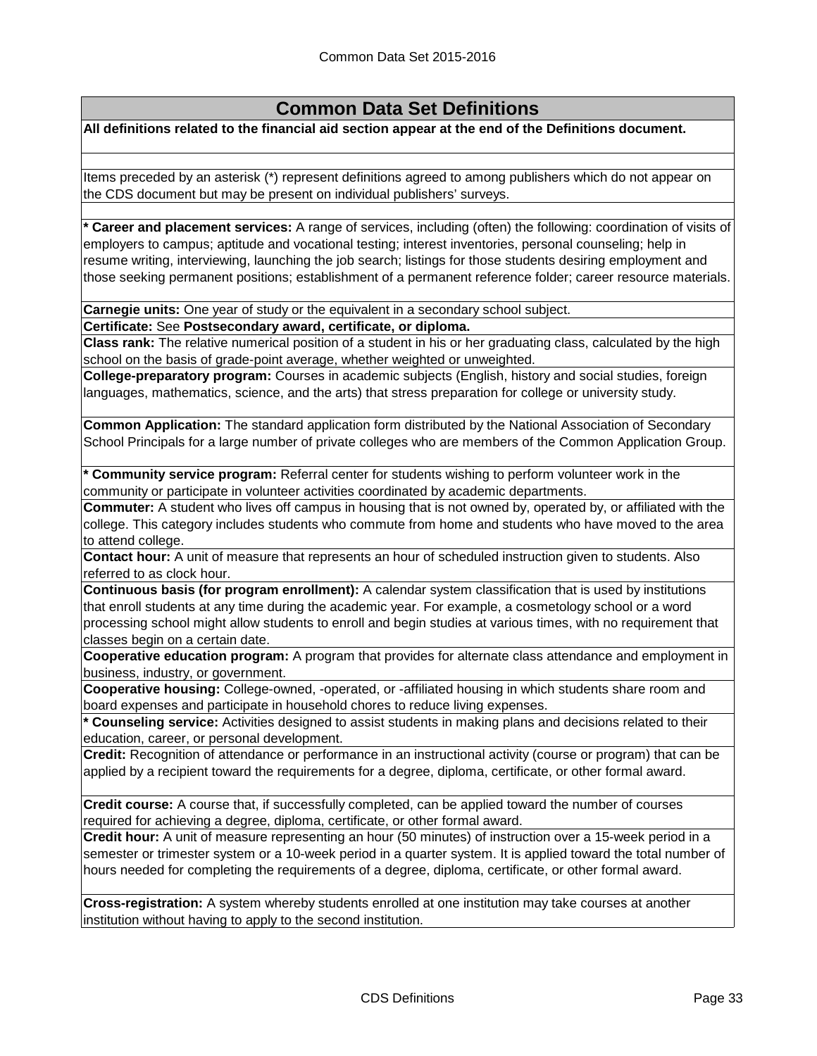# Common Data Set Definitions

**All definitions related to the financial aid section appear at the end of the Definitions document.**

Items preceded by an asterisk (*) represent definitions agreed to among publishers which do not appear on the CDS document but may be present on individual publishers' surveys.

**\* Career and placement services:** A range of services, including (often) the following: coordination of visits of employers to campus; aptitude and vocational testing; interest inventories, personal counseling; help in resume writing, interviewing, launching the job search; listings for those students desiring employment and those seeking permanent positions; establishment of a permanent reference folder; career resource materials.

**Carnegie units:** One year of study or the equivalent in a secondary school subject.

**Certificate:** See **Postsecondary award, certificate, or diploma.**

**Class rank:** The relative numerical position of a student in his or her graduating class, calculated by the high school on the basis of grade-point average, whether weighted or unweighted.

**College-preparatory program:** Courses in academic subjects (English, history and social studies, foreign languages, mathematics, science, and the arts) that stress preparation for college or university study.

**Common Application:** The standard application form distributed by the National Association of Secondary School Principals for a large number of private colleges who are members of the Common Application Group.

**\* Community service program:** Referral center for students wishing to perform volunteer work in the community or participate in volunteer activities coordinated by academic departments.

**Commuter:** A student who lives off campus in housing that is not owned by, operated by, or affiliated with the college. This category includes students who commute from home and students who have moved to the area to attend college.

**Contact hour:** A unit of measure that represents an hour of scheduled instruction given to students. Also referred to as clock hour.

**Continuous basis (for program enrollment):** A calendar system classification that is used by institutions that enroll students at any time during the academic year. For example, a cosmetology school or a word processing school might allow students to enroll and begin studies at various times, with no requirement that classes begin on a certain date.

**Cooperative education program:** A program that provides for alternate class attendance and employment in business, industry, or government.

**Cooperative housing:** College-owned, -operated, or -affiliated housing in which students share room and board expenses and participate in household chores to reduce living expenses.

**\* Counseling service:** Activities designed to assist students in making plans and decisions related to their education, career, or personal development.

**Credit:** Recognition of attendance or performance in an instructional activity (course or program) that can be applied by a recipient toward the requirements for a degree, diploma, certificate, or other formal award.

**Credit course:** A course that, if successfully completed, can be applied toward the number of courses required for achieving a degree, diploma, certificate, or other formal award.

**Credit hour:** A unit of measure representing an hour (50 minutes) of instruction over a 15-week period in a semester or trimester system or a 10-week period in a quarter system. It is applied toward the total number of hours needed for completing the requirements of a degree, diploma, certificate, or other formal award.

**Cross-registration:** A system whereby students enrolled at one institution may take courses at another institution without having to apply to the second institution.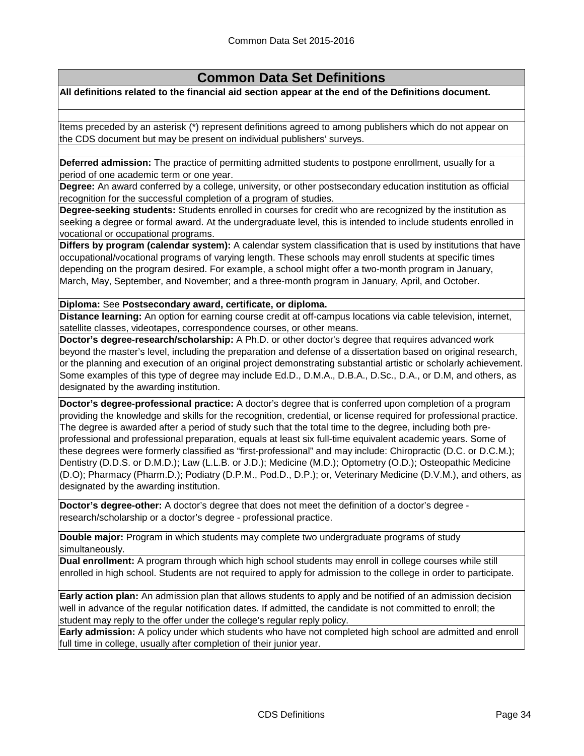## Common Data Set Definitions

**All definitions related to the financial aid section appear at the end of the Definitions document.**

Items preceded by an asterisk (*) represent definitions agreed to among publishers which do not appear on the CDS document but may be present on individual publishers' surveys.

**Deferred admission:** The practice of permitting admitted students to postpone enrollment, usually for a period of one academic term or one year.

**Degree:** An award conferred by a college, university, or other postsecondary education institution as official recognition for the successful completion of a program of studies.

**Degree-seeking students:** Students enrolled in courses for credit who are recognized by the institution as seeking a degree or formal award. At the undergraduate level, this is intended to include students enrolled in vocational or occupational programs.

**Differs by program (calendar system):** A calendar system classification that is used by institutions that have occupational/vocational programs of varying length. These schools may enroll students at specific times depending on the program desired. For example, a school might offer a two-month program in January, March, May, September, and November; and a three-month program in January, April, and October.

**Diploma:** See **Postsecondary award, certificate, or diploma.**

**Distance learning:** An option for earning course credit at off-campus locations via cable television, internet, satellite classes, videotapes, correspondence courses, or other means.

**Doctor's degree-research/scholarship:** A Ph.D. or other doctor's degree that requires advanced work beyond the master's level, including the preparation and defense of a dissertation based on original research, or the planning and execution of an original project demonstrating substantial artistic or scholarly achievement. Some examples of this type of degree may include Ed.D., D.M.A., D.B.A., D.Sc., D.A., or D.M, and others, as designated by the awarding institution.

**Doctor's degree-professional practice:** A doctor's degree that is conferred upon completion of a program providing the knowledge and skills for the recognition, credential, or license required for professional practice. The degree is awarded after a period of study such that the total time to the degree, including both pre-professional and professional preparation, equals at least six full-time equivalent academic years. Some of these degrees were formerly classified as "first-professional" and may include: Chiropractic (D.C. or D.C.M.); Dentistry (D.D.S. or D.M.D.); Law (L.L.B. or J.D.); Medicine (M.D.); Optometry (O.D.); Osteopathic Medicine (D.O); Pharmacy (Pharm.D.); Podiatry (D.P.M., Pod.D., D.P.); or, Veterinary Medicine (D.V.M.), and others, as designated by the awarding institution.

**Doctor's degree-other:** A doctor's degree that does not meet the definition of a doctor's degree - research/scholarship or a doctor's degree - professional practice.

**Double major:** Program in which students may complete two undergraduate programs of study simultaneously.

**Dual enrollment:** A program through which high school students may enroll in college courses while still enrolled in high school. Students are not required to apply for admission to the college in order to participate.

**Early action plan:** An admission plan that allows students to apply and be notified of an admission decision well in advance of the regular notification dates. If admitted, the candidate is not committed to enroll; the student may reply to the offer under the college's regular reply policy.

**Early admission:** A policy under which students who have not completed high school are admitted and enroll full time in college, usually after completion of their junior year.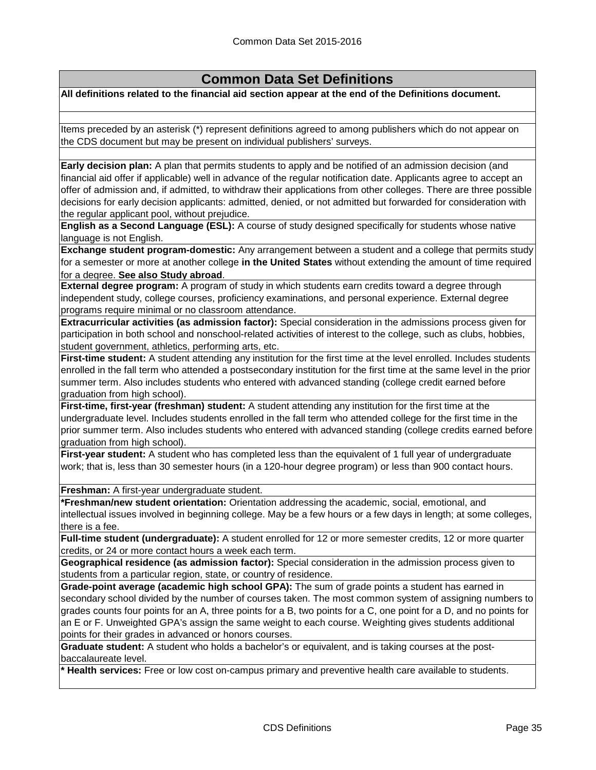## Common Data Set Definitions

**All definitions related to the financial aid section appear at the end of the Definitions document.**

Items preceded by an asterisk (*) represent definitions agreed to among publishers which do not appear on the CDS document but may be present on individual publishers' surveys.

**Early decision plan:** A plan that permits students to apply and be notified of an admission decision (and financial aid offer if applicable) well in advance of the regular notification date. Applicants agree to accept an offer of admission and, if admitted, to withdraw their applications from other colleges. There are three possible decisions for early decision applicants: admitted, denied, or not admitted but forwarded for consideration with the regular applicant pool, without prejudice.

**English as a Second Language (ESL):** A course of study designed specifically for students whose native language is not English.

**Exchange student program-domestic:** Any arrangement between a student and a college that permits study for a semester or more at another college **in the United States** without extending the amount of time required for a degree. **See also Study abroad**.

**External degree program:** A program of study in which students earn credits toward a degree through independent study, college courses, proficiency examinations, and personal experience. External degree programs require minimal or no classroom attendance.

**Extracurricular activities (as admission factor):** Special consideration in the admissions process given for participation in both school and nonschool-related activities of interest to the college, such as clubs, hobbies, student government, athletics, performing arts, etc.

**First-time student:** A student attending any institution for the first time at the level enrolled. Includes students enrolled in the fall term who attended a postsecondary institution for the first time at the same level in the prior summer term. Also includes students who entered with advanced standing (college credit earned before graduation from high school).

**First-time, first-year (freshman) student:** A student attending any institution for the first time at the undergraduate level. Includes students enrolled in the fall term who attended college for the first time in the prior summer term. Also includes students who entered with advanced standing (college credits earned before graduation from high school).

**First-year student:** A student who has completed less than the equivalent of 1 full year of undergraduate work; that is, less than 30 semester hours (in a 120-hour degree program) or less than 900 contact hours.

**Freshman:** A first-year undergraduate student.

**\*Freshman/new student orientation:** Orientation addressing the academic, social, emotional, and intellectual issues involved in beginning college. May be a few hours or a few days in length; at some colleges, there is a fee.

**Full-time student (undergraduate):** A student enrolled for 12 or more semester credits, 12 or more quarter credits, or 24 or more contact hours a week each term.

**Geographical residence (as admission factor):** Special consideration in the admission process given to students from a particular region, state, or country of residence.

**Grade-point average (academic high school GPA):** The sum of grade points a student has earned in secondary school divided by the number of courses taken. The most common system of assigning numbers to grades counts four points for an A, three points for a B, two points for a C, one point for a D, and no points for an E or F. Unweighted GPA's assign the same weight to each course. Weighting gives students additional points for their grades in advanced or honors courses.

**Graduate student:** A student who holds a bachelor's or equivalent, and is taking courses at the post-baccalaureate level.

**\* Health services:** Free or low cost on-campus primary and preventive health care available to students.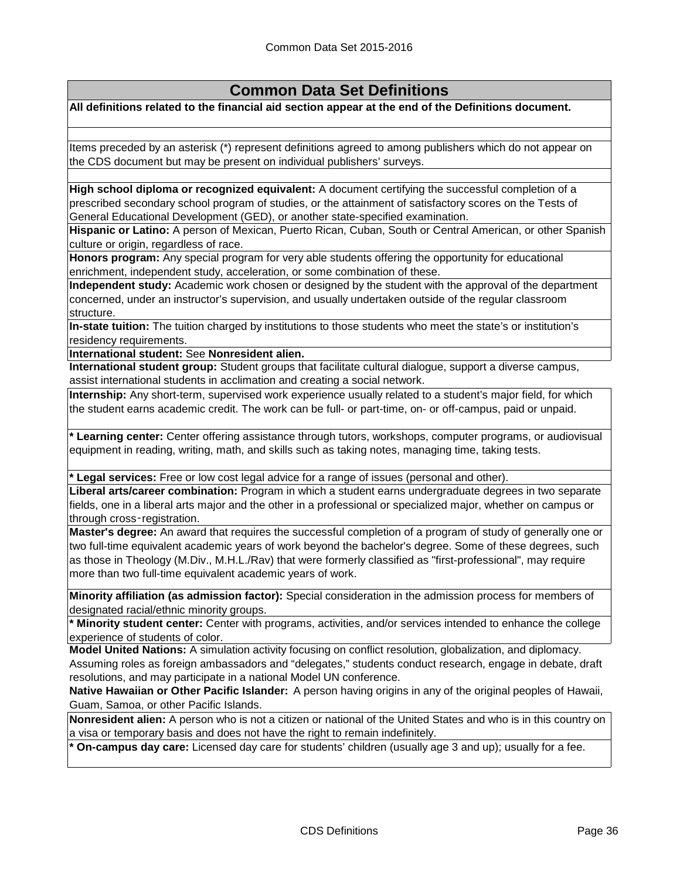## Common Data Set Definitions

**All definitions related to the financial aid section appear at the end of the Definitions document.**

Items preceded by an asterisk (*) represent definitions agreed to among publishers which do not appear on the CDS document but may be present on individual publishers' surveys.

**High school diploma or recognized equivalent:** A document certifying the successful completion of a prescribed secondary school program of studies, or the attainment of satisfactory scores on the Tests of General Educational Development (GED), or another state-specified examination.

**Hispanic or Latino:** A person of Mexican, Puerto Rican, Cuban, South or Central American, or other Spanish culture or origin, regardless of race.

**Honors program:** Any special program for very able students offering the opportunity for educational enrichment, independent study, acceleration, or some combination of these.

**Independent study:** Academic work chosen or designed by the student with the approval of the department concerned, under an instructor's supervision, and usually undertaken outside of the regular classroom structure.

**In-state tuition:** The tuition charged by institutions to those students who meet the state's or institution's residency requirements.

**International student:** See **Nonresident alien.**

**International student group:** Student groups that facilitate cultural dialogue, support a diverse campus, assist international students in acclimation and creating a social network.

**Internship:** Any short-term, supervised work experience usually related to a student's major field, for which the student earns academic credit. The work can be full- or part-time, on- or off-campus, paid or unpaid.

**\* Learning center:** Center offering assistance through tutors, workshops, computer programs, or audiovisual equipment in reading, writing, math, and skills such as taking notes, managing time, taking tests.

**\* Legal services:** Free or low cost legal advice for a range of issues (personal and other).

**Liberal arts/career combination:** Program in which a student earns undergraduate degrees in two separate fields, one in a liberal arts major and the other in a professional or specialized major, whether on campus or through cross-registration.

**Master's degree:** An award that requires the successful completion of a program of study of generally one or two full-time equivalent academic years of work beyond the bachelor's degree. Some of these degrees, such as those in Theology (M.Div., M.H.L./Rav) that were formerly classified as "first-professional", may require more than two full-time equivalent academic years of work.

**Minority affiliation (as admission factor):** Special consideration in the admission process for members of designated racial/ethnic minority groups.

**\* Minority student center:** Center with programs, activities, and/or services intended to enhance the college experience of students of color.

**Model United Nations:** A simulation activity focusing on conflict resolution, globalization, and diplomacy. Assuming roles as foreign ambassadors and "delegates," students conduct research, engage in debate, draft resolutions, and may participate in a national Model UN conference.

**Native Hawaiian or Other Pacific Islander:** A person having origins in any of the original peoples of Hawaii, Guam, Samoa, or other Pacific Islands.

**Nonresident alien:** A person who is not a citizen or national of the United States and who is in this country on a visa or temporary basis and does not have the right to remain indefinitely.

**\* On-campus day care:** Licensed day care for students' children (usually age 3 and up); usually for a fee.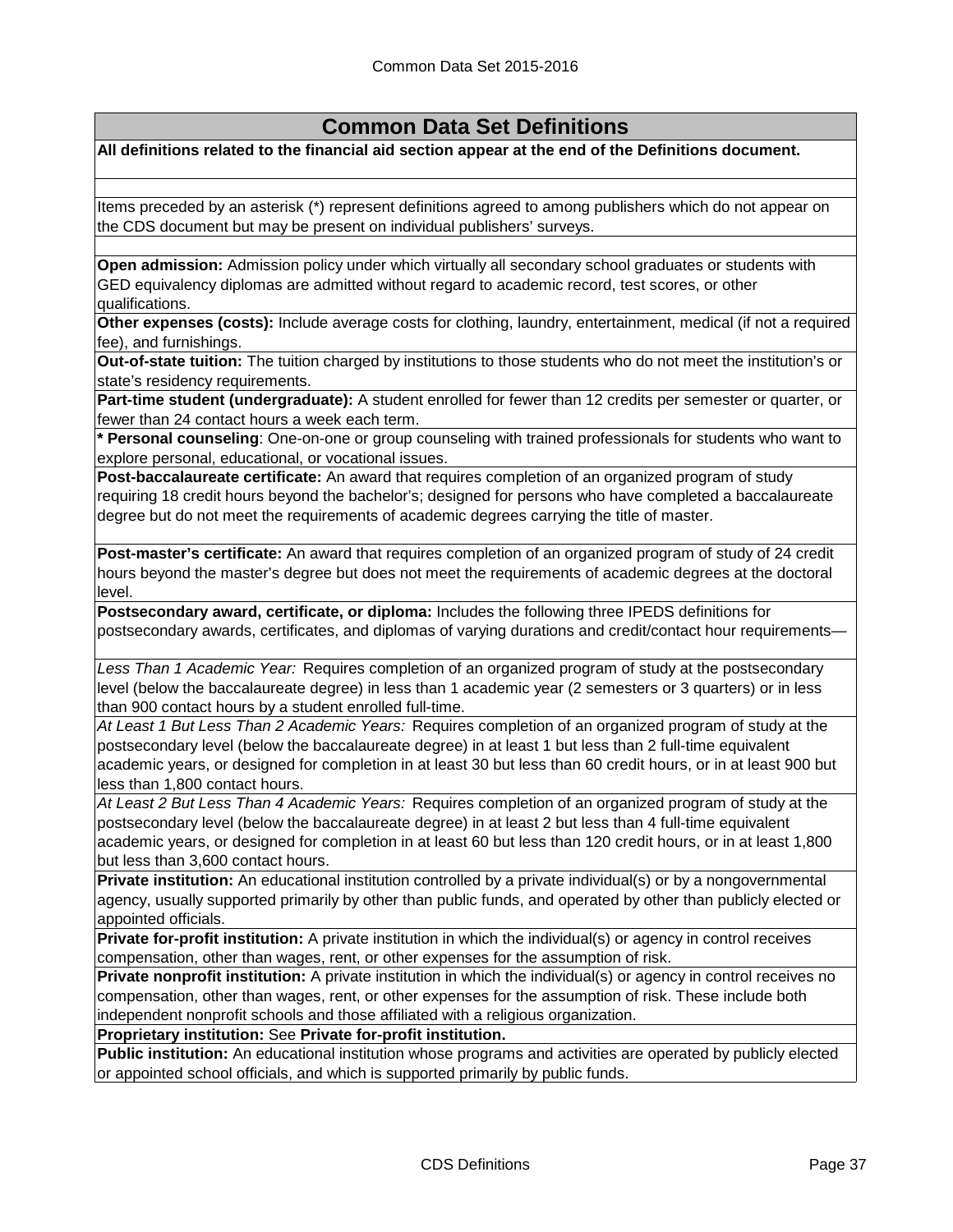## Common Data Set Definitions

**All definitions related to the financial aid section appear at the end of the Definitions document.**

Items preceded by an asterisk (*) represent definitions agreed to among publishers which do not appear on the CDS document but may be present on individual publishers' surveys.

**Open admission:** Admission policy under which virtually all secondary school graduates or students with GED equivalency diplomas are admitted without regard to academic record, test scores, or other qualifications.

**Other expenses (costs):** Include average costs for clothing, laundry, entertainment, medical (if not a required fee), and furnishings.

**Out-of-state tuition:** The tuition charged by institutions to those students who do not meet the institution's or state's residency requirements.

**Part-time student (undergraduate):** A student enrolled for fewer than 12 credits per semester or quarter, or fewer than 24 contact hours a week each term.

**\* Personal counseling**: One-on-one or group counseling with trained professionals for students who want to explore personal, educational, or vocational issues.

**Post-baccalaureate certificate:** An award that requires completion of an organized program of study requiring 18 credit hours beyond the bachelor's; designed for persons who have completed a baccalaureate degree but do not meet the requirements of academic degrees carrying the title of master.

**Post-master's certificate:** An award that requires completion of an organized program of study of 24 credit hours beyond the master's degree but does not meet the requirements of academic degrees at the doctoral level.

**Postsecondary award, certificate, or diploma:** Includes the following three IPEDS definitions for postsecondary awards, certificates, and diplomas of varying durations and credit/contact hour requirements—

*Less Than 1 Academic Year:* Requires completion of an organized program of study at the postsecondary level (below the baccalaureate degree) in less than 1 academic year (2 semesters or 3 quarters) or in less than 900 contact hours by a student enrolled full-time.

*At Least 1 But Less Than 2 Academic Years:* Requires completion of an organized program of study at the postsecondary level (below the baccalaureate degree) in at least 1 but less than 2 full-time equivalent academic years, or designed for completion in at least 30 but less than 60 credit hours, or in at least 900 but less than 1,800 contact hours.

*At Least 2 But Less Than 4 Academic Years:* Requires completion of an organized program of study at the postsecondary level (below the baccalaureate degree) in at least 2 but less than 4 full-time equivalent academic years, or designed for completion in at least 60 but less than 120 credit hours, or in at least 1,800 but less than 3,600 contact hours.

**Private institution:** An educational institution controlled by a private individual(s) or by a nongovernmental agency, usually supported primarily by other than public funds, and operated by other than publicly elected or appointed officials.

**Private for-profit institution:** A private institution in which the individual(s) or agency in control receives compensation, other than wages, rent, or other expenses for the assumption of risk.

**Private nonprofit institution:** A private institution in which the individual(s) or agency in control receives no compensation, other than wages, rent, or other expenses for the assumption of risk. These include both independent nonprofit schools and those affiliated with a religious organization.

**Proprietary institution:** See **Private for-profit institution.**

**Public institution:** An educational institution whose programs and activities are operated by publicly elected or appointed school officials, and which is supported primarily by public funds.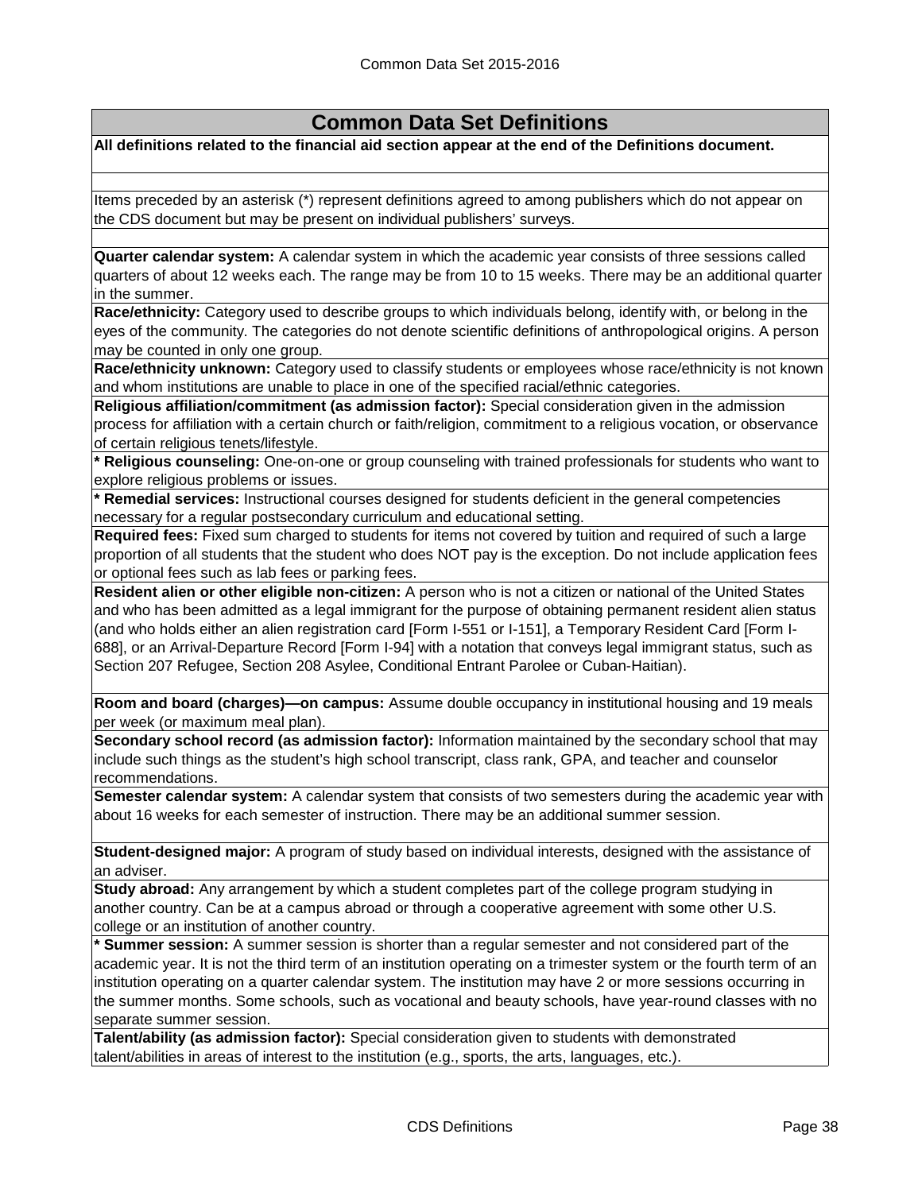# Common Data Set Definitions

**All definitions related to the financial aid section appear at the end of the Definitions document.**

Items preceded by an asterisk (*) represent definitions agreed to among publishers which do not appear on the CDS document but may be present on individual publishers' surveys.

**Quarter calendar system:** A calendar system in which the academic year consists of three sessions called quarters of about 12 weeks each. The range may be from 10 to 15 weeks. There may be an additional quarter in the summer.

**Race/ethnicity:** Category used to describe groups to which individuals belong, identify with, or belong in the eyes of the community. The categories do not denote scientific definitions of anthropological origins. A person may be counted in only one group.

**Race/ethnicity unknown:** Category used to classify students or employees whose race/ethnicity is not known and whom institutions are unable to place in one of the specified racial/ethnic categories.

**Religious affiliation/commitment (as admission factor):** Special consideration given in the admission process for affiliation with a certain church or faith/religion, commitment to a religious vocation, or observance of certain religious tenets/lifestyle.

**\* Religious counseling:** One-on-one or group counseling with trained professionals for students who want to explore religious problems or issues.

**\* Remedial services:** Instructional courses designed for students deficient in the general competencies necessary for a regular postsecondary curriculum and educational setting.

**Required fees:** Fixed sum charged to students for items not covered by tuition and required of such a large proportion of all students that the student who does NOT pay is the exception. Do not include application fees or optional fees such as lab fees or parking fees.

**Resident alien or other eligible non-citizen:** A person who is not a citizen or national of the United States and who has been admitted as a legal immigrant for the purpose of obtaining permanent resident alien status (and who holds either an alien registration card [Form I-551 or I-151], a Temporary Resident Card [Form I-688], or an Arrival-Departure Record [Form I-94] with a notation that conveys legal immigrant status, such as Section 207 Refugee, Section 208 Asylee, Conditional Entrant Parolee or Cuban-Haitian).

**Room and board (charges)—on campus:** Assume double occupancy in institutional housing and 19 meals per week (or maximum meal plan).

**Secondary school record (as admission factor):** Information maintained by the secondary school that may include such things as the student's high school transcript, class rank, GPA, and teacher and counselor recommendations.

**Semester calendar system:** A calendar system that consists of two semesters during the academic year with about 16 weeks for each semester of instruction. There may be an additional summer session.

**Student-designed major:** A program of study based on individual interests, designed with the assistance of an adviser.

**Study abroad:** Any arrangement by which a student completes part of the college program studying in another country. Can be at a campus abroad or through a cooperative agreement with some other U.S. college or an institution of another country.

**\* Summer session:** A summer session is shorter than a regular semester and not considered part of the academic year. It is not the third term of an institution operating on a trimester system or the fourth term of an institution operating on a quarter calendar system. The institution may have 2 or more sessions occurring in the summer months. Some schools, such as vocational and beauty schools, have year-round classes with no separate summer session.

**Talent/ability (as admission factor):** Special consideration given to students with demonstrated talent/abilities in areas of interest to the institution (e.g., sports, the arts, languages, etc.).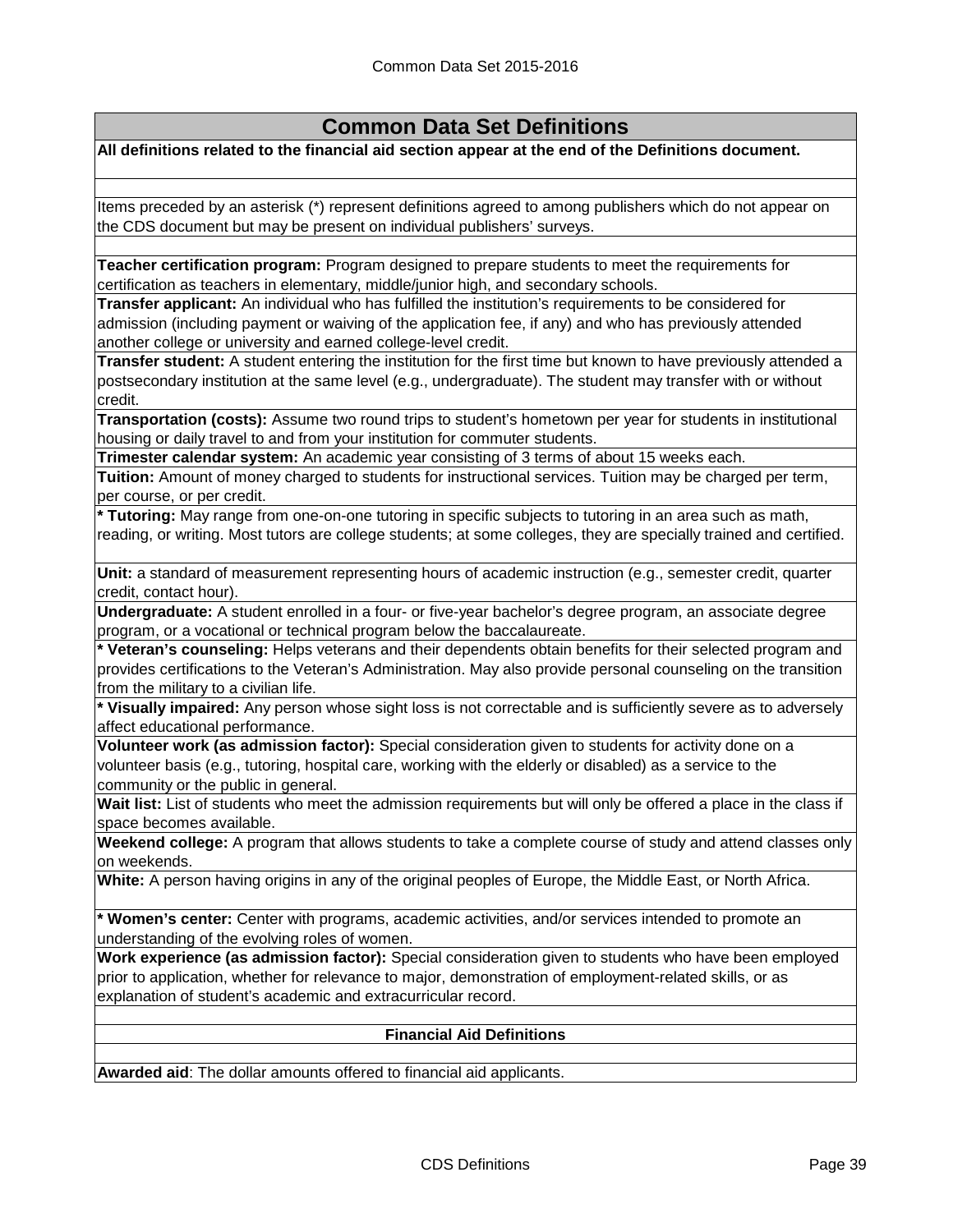## Common Data Set Definitions

**All definitions related to the financial aid section appear at the end of the Definitions document.**

Items preceded by an asterisk (*) represent definitions agreed to among publishers which do not appear on the CDS document but may be present on individual publishers' surveys.

**Teacher certification program:** Program designed to prepare students to meet the requirements for certification as teachers in elementary, middle/junior high, and secondary schools.

**Transfer applicant:** An individual who has fulfilled the institution's requirements to be considered for admission (including payment or waiving of the application fee, if any) and who has previously attended another college or university and earned college-level credit.

**Transfer student:** A student entering the institution for the first time but known to have previously attended a postsecondary institution at the same level (e.g., undergraduate). The student may transfer with or without credit.

**Transportation (costs):** Assume two round trips to student's hometown per year for students in institutional housing or daily travel to and from your institution for commuter students.

**Trimester calendar system:** An academic year consisting of 3 terms of about 15 weeks each.

**Tuition:** Amount of money charged to students for instructional services. Tuition may be charged per term, per course, or per credit.

**\* Tutoring:** May range from one-on-one tutoring in specific subjects to tutoring in an area such as math, reading, or writing. Most tutors are college students; at some colleges, they are specially trained and certified.

**Unit:** a standard of measurement representing hours of academic instruction (e.g., semester credit, quarter credit, contact hour).

**Undergraduate:** A student enrolled in a four- or five-year bachelor's degree program, an associate degree program, or a vocational or technical program below the baccalaureate.

**\* Veteran's counseling:** Helps veterans and their dependents obtain benefits for their selected program and provides certifications to the Veteran's Administration. May also provide personal counseling on the transition from the military to a civilian life.

**\* Visually impaired:** Any person whose sight loss is not correctable and is sufficiently severe as to adversely affect educational performance.

**Volunteer work (as admission factor):** Special consideration given to students for activity done on a volunteer basis (e.g., tutoring, hospital care, working with the elderly or disabled) as a service to the community or the public in general.

**Wait list:** List of students who meet the admission requirements but will only be offered a place in the class if space becomes available.

**Weekend college:** A program that allows students to take a complete course of study and attend classes only on weekends.

**White:** A person having origins in any of the original peoples of Europe, the Middle East, or North Africa.

**\* Women's center:** Center with programs, academic activities, and/or services intended to promote an understanding of the evolving roles of women.

**Work experience (as admission factor):** Special consideration given to students who have been employed prior to application, whether for relevance to major, demonstration of employment-related skills, or as explanation of student's academic and extracurricular record.

### Financial Aid Definitions

**Awarded aid**: The dollar amounts offered to financial aid applicants.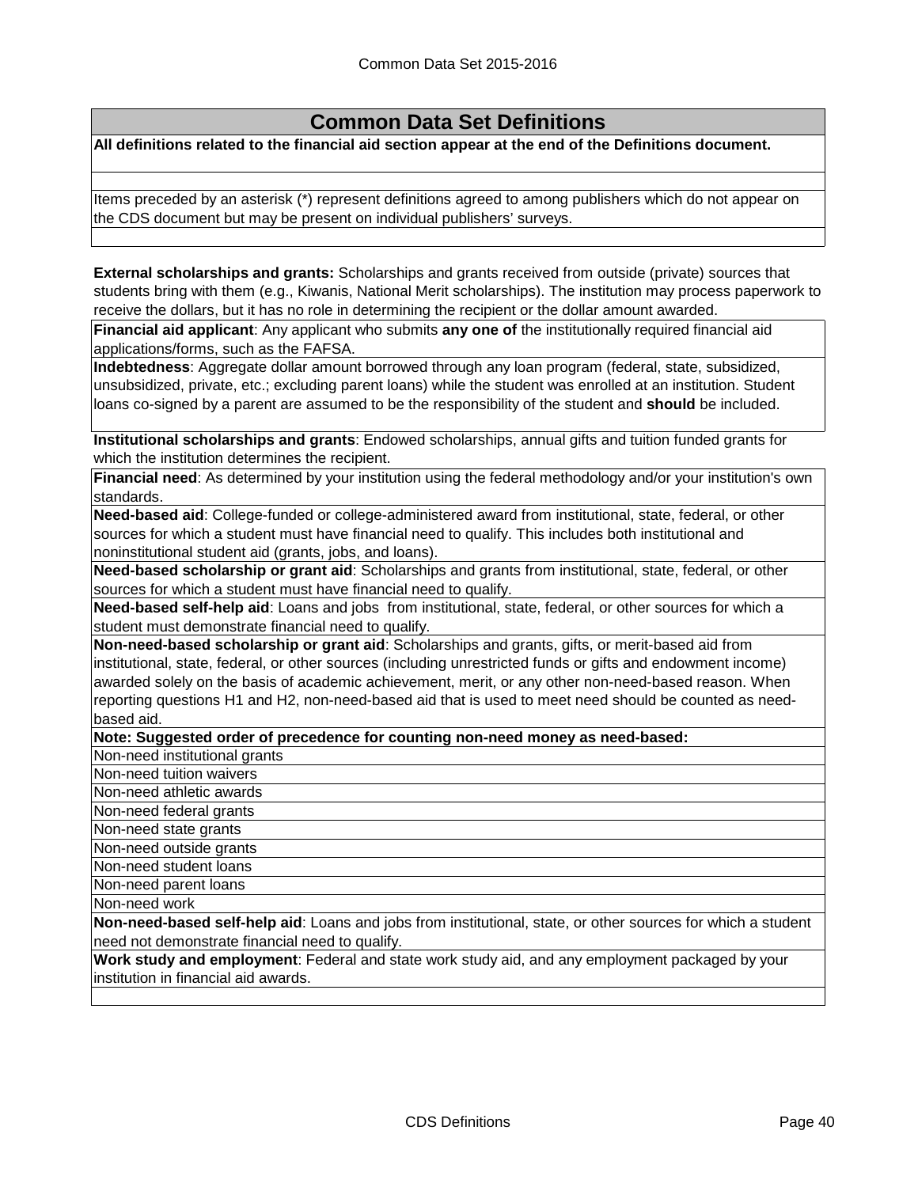# Common Data Set Definitions

**All definitions related to the financial aid section appear at the end of the Definitions document.**

Items preceded by an asterisk (*) represent definitions agreed to among publishers which do not appear on the CDS document but may be present on individual publishers' surveys.

**External scholarships and grants:** Scholarships and grants received from outside (private) sources that students bring with them (e.g., Kiwanis, National Merit scholarships). The institution may process paperwork to receive the dollars, but it has no role in determining the recipient or the dollar amount awarded.

**Financial aid applicant**: Any applicant who submits **any one of** the institutionally required financial aid applications/forms, such as the FAFSA.

**Indebtedness**: Aggregate dollar amount borrowed through any loan program (federal, state, subsidized, unsubsidized, private, etc.; excluding parent loans) while the student was enrolled at an institution. Student loans co-signed by a parent are assumed to be the responsibility of the student and **should** be included.

**Institutional scholarships and grants**: Endowed scholarships, annual gifts and tuition funded grants for which the institution determines the recipient.

**Financial need**: As determined by your institution using the federal methodology and/or your institution's own standards.

**Need-based aid**: College-funded or college-administered award from institutional, state, federal, or other sources for which a student must have financial need to qualify. This includes both institutional and noninstitutional student aid (grants, jobs, and loans).

**Need-based scholarship or grant aid**: Scholarships and grants from institutional, state, federal, or other sources for which a student must have financial need to qualify.

**Need-based self-help aid**: Loans and jobs from institutional, state, federal, or other sources for which a student must demonstrate financial need to qualify.

**Non-need-based scholarship or grant aid**: Scholarships and grants, gifts, or merit-based aid from institutional, state, federal, or other sources (including unrestricted funds or gifts and endowment income) awarded solely on the basis of academic achievement, merit, or any other non-need-based reason. When reporting questions H1 and H2, non-need-based aid that is used to meet need should be counted as need-based aid.

**Note: Suggested order of precedence for counting non-need money as need-based:**

- Non-need institutional grants
- Non-need tuition waivers
- Non-need athletic awards
- Non-need federal grants
- Non-need state grants
- Non-need outside grants
- Non-need student loans
- Non-need parent loans
- Non-need work

**Non-need-based self-help aid**: Loans and jobs from institutional, state, or other sources for which a student need not demonstrate financial need to qualify.

**Work study and employment**: Federal and state work study aid, and any employment packaged by your institution in financial aid awards.